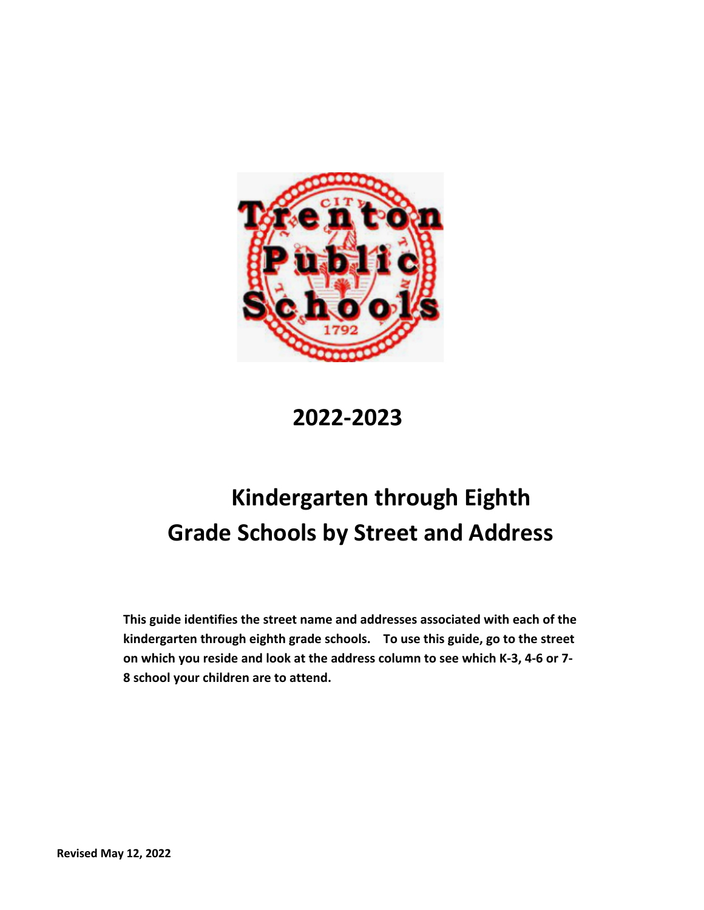# 2022-2023

# Kindergarten through Eighth Grade Schools by Street and Address

**This guide identifies the street name and addresses associated with each of the kindergarten through eighth grade schools. To use this guide, go to the street on which you reside and look at the address column to see which K-3, 4-6 or 7-8 school your children are to attend.**

**Revised May 12, 2022**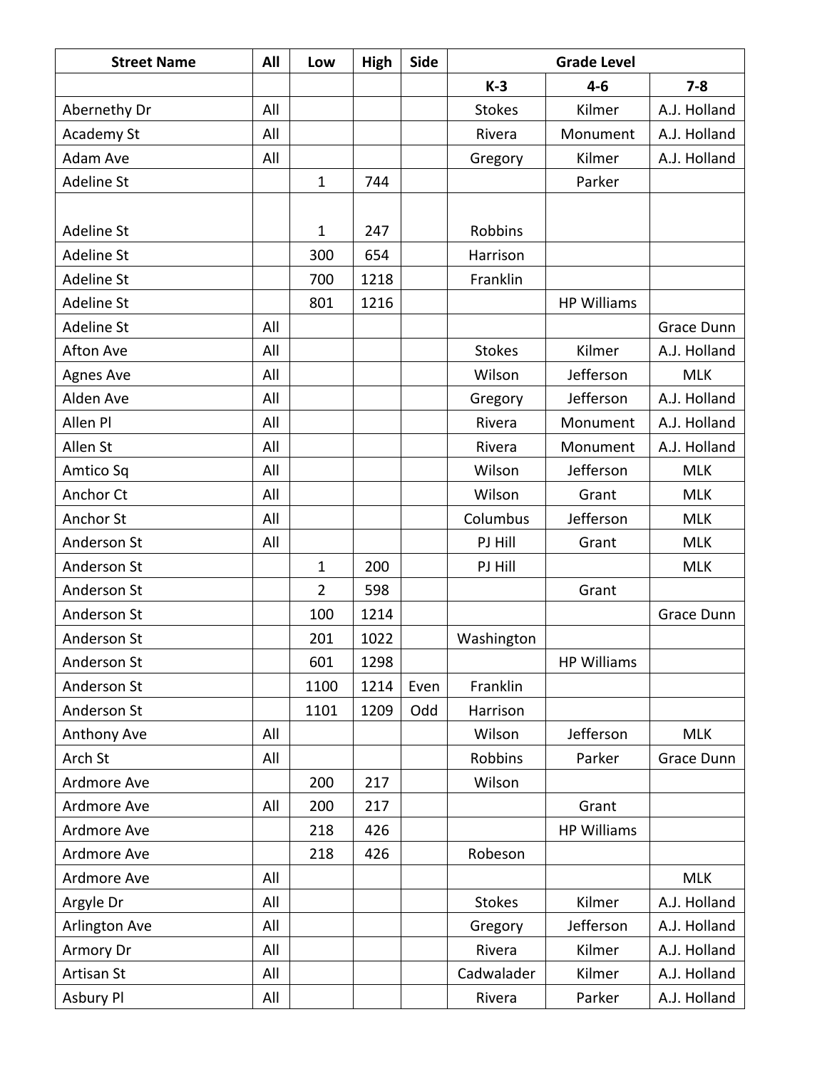| Street Name | All | Low | High | Side | Grade Level | | |
|---|---|---|---|---|---|---|---|
| | | | | | K-3 | 4-6 | 7-8 |
| Abernethy Dr | All | | | | Stokes | Kilmer | A.J. Holland |
| Academy St | All | | | | Rivera | Monument | A.J. Holland |
| Adam Ave | All | | | | Gregory | Kilmer | A.J. Holland |
| Adeline St | | 1 | 744 | | | Parker | |
| Adeline St | | 1 | 247 | | Robbins | | |
| Adeline St | | 300 | 654 | | Harrison | | |
| Adeline St | | 700 | 1218 | | Franklin | | |
| Adeline St | | 801 | 1216 | | | HP Williams | |
| Adeline St | All | | | | | | Grace Dunn |
| Afton Ave | All | | | | Stokes | Kilmer | A.J. Holland |
| Agnes Ave | All | | | | Wilson | Jefferson | MLK |
| Alden Ave | All | | | | Gregory | Jefferson | A.J. Holland |
| Allen Pl | All | | | | Rivera | Monument | A.J. Holland |
| Allen St | All | | | | Rivera | Monument | A.J. Holland |
| Amtico Sq | All | | | | Wilson | Jefferson | MLK |
| Anchor Ct | All | | | | Wilson | Grant | MLK |
| Anchor St | All | | | | Columbus | Jefferson | MLK |
| Anderson St | All | | | | PJ Hill | Grant | MLK |
| Anderson St | | 1 | 200 | | PJ Hill | | MLK |
| Anderson St | | 2 | 598 | | | Grant | |
| Anderson St | | 100 | 1214 | | | | Grace Dunn |
| Anderson St | | 201 | 1022 | | Washington | | |
| Anderson St | | 601 | 1298 | | | HP Williams | |
| Anderson St | | 1100 | 1214 | Even | Franklin | | |
| Anderson St | | 1101 | 1209 | Odd | Harrison | | |
| Anthony Ave | All | | | | Wilson | Jefferson | MLK |
| Arch St | All | | | | Robbins | Parker | Grace Dunn |
| Ardmore Ave | | 200 | 217 | | Wilson | | |
| Ardmore Ave | All | 200 | 217 | | | Grant | |
| Ardmore Ave | | 218 | 426 | | | HP Williams | |
| Ardmore Ave | | 218 | 426 | | Robeson | | |
| Ardmore Ave | All | | | | | | MLK |
| Argyle Dr | All | | | | Stokes | Kilmer | A.J. Holland |
| Arlington Ave | All | | | | Gregory | Jefferson | A.J. Holland |
| Armory Dr | All | | | | Rivera | Kilmer | A.J. Holland |
| Artisan St | All | | | | Cadwalader | Kilmer | A.J. Holland |
| Asbury Pl | All | | | | Rivera | Parker | A.J. Holland |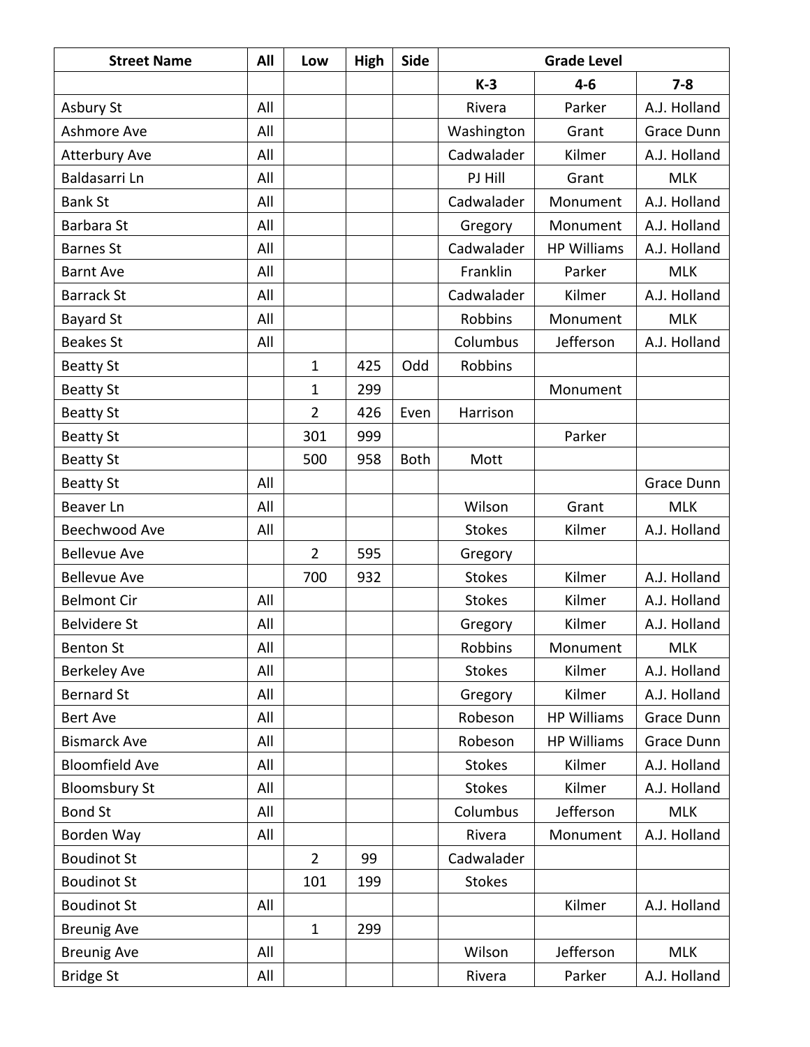| Street Name | All | Low | High | Side | Grade Level | | |
|---|---|---|---|---|---|---|---|
| | | | | | K-3 | 4-6 | 7-8 |
| Asbury St | All | | | | Rivera | Parker | A.J. Holland |
| Ashmore Ave | All | | | | Washington | Grant | Grace Dunn |
| Atterbury Ave | All | | | | Cadwalader | Kilmer | A.J. Holland |
| Baldasarri Ln | All | | | | PJ Hill | Grant | MLK |
| Bank St | All | | | | Cadwalader | Monument | A.J. Holland |
| Barbara St | All | | | | Gregory | Monument | A.J. Holland |
| Barnes St | All | | | | Cadwalader | HP Williams | A.J. Holland |
| Barnt Ave | All | | | | Franklin | Parker | MLK |
| Barrack St | All | | | | Cadwalader | Kilmer | A.J. Holland |
| Bayard St | All | | | | Robbins | Monument | MLK |
| Beakes St | All | | | | Columbus | Jefferson | A.J. Holland |
| Beatty St | | 1 | 425 | Odd | Robbins | | |
| Beatty St | | 1 | 299 | | | Monument | |
| Beatty St | | 2 | 426 | Even | Harrison | | |
| Beatty St | | 301 | 999 | | | Parker | |
| Beatty St | | 500 | 958 | Both | Mott | | |
| Beatty St | All | | | | | | Grace Dunn |
| Beaver Ln | All | | | | Wilson | Grant | MLK |
| Beechwood Ave | All | | | | Stokes | Kilmer | A.J. Holland |
| Bellevue Ave | | 2 | 595 | | Gregory | | |
| Bellevue Ave | | 700 | 932 | | Stokes | Kilmer | A.J. Holland |
| Belmont Cir | All | | | | Stokes | Kilmer | A.J. Holland |
| Belvidere St | All | | | | Gregory | Kilmer | A.J. Holland |
| Benton St | All | | | | Robbins | Monument | MLK |
| Berkeley Ave | All | | | | Stokes | Kilmer | A.J. Holland |
| Bernard St | All | | | | Gregory | Kilmer | A.J. Holland |
| Bert Ave | All | | | | Robeson | HP Williams | Grace Dunn |
| Bismarck Ave | All | | | | Robeson | HP Williams | Grace Dunn |
| Bloomfield Ave | All | | | | Stokes | Kilmer | A.J. Holland |
| Bloomsbury St | All | | | | Stokes | Kilmer | A.J. Holland |
| Bond St | All | | | | Columbus | Jefferson | MLK |
| Borden Way | All | | | | Rivera | Monument | A.J. Holland |
| Boudinot St | | 2 | 99 | | Cadwalader | | |
| Boudinot St | | 101 | 199 | | Stokes | | |
| Boudinot St | All | | | | | Kilmer | A.J. Holland |
| Breunig Ave | | 1 | 299 | | | | |
| Breunig Ave | All | | | | Wilson | Jefferson | MLK |
| Bridge St | All | | | | Rivera | Parker | A.J. Holland |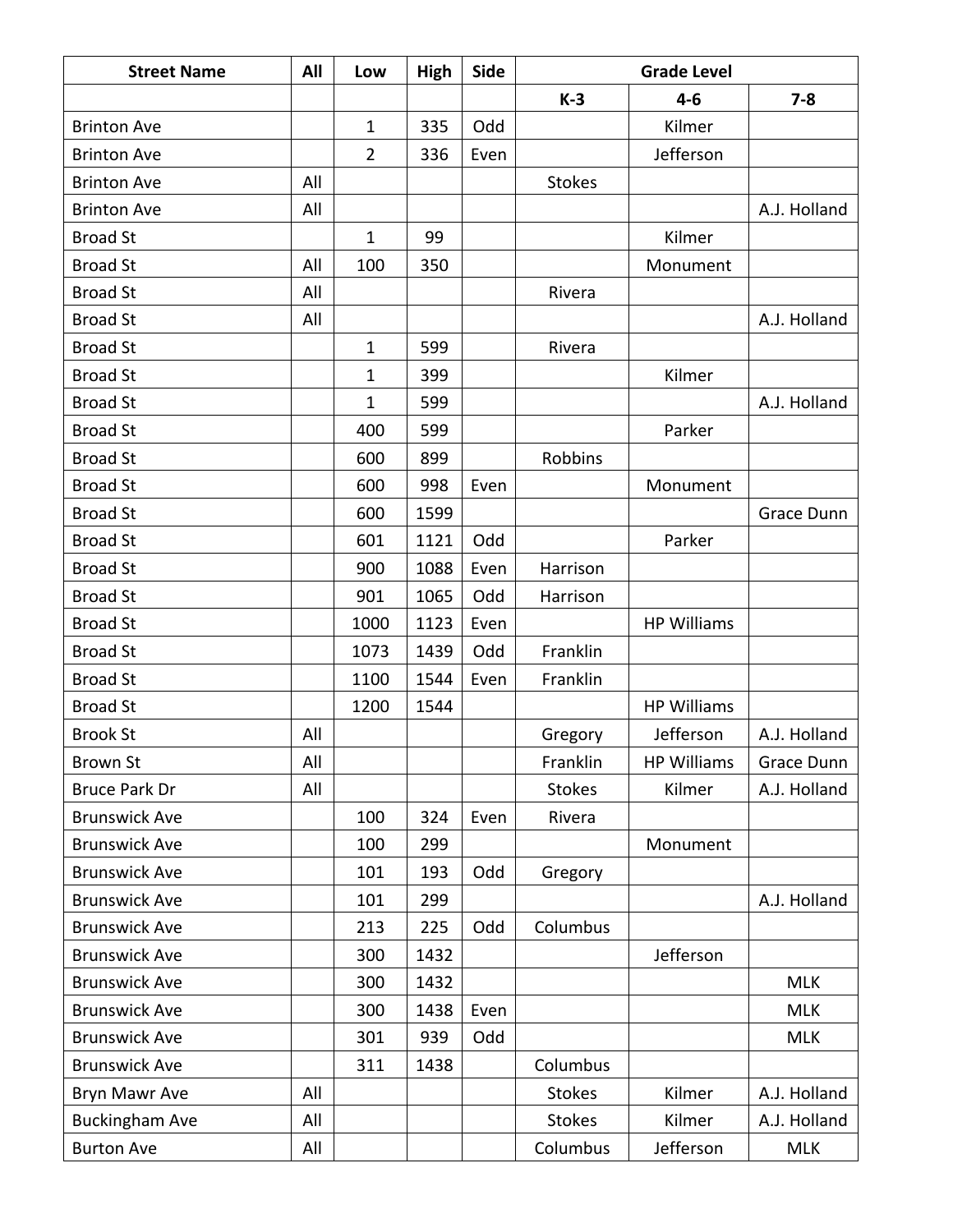| Street Name | All | Low | High | Side | Grade Level | | |
|---|---|---|---|---|---|---|---|
| | | | | | K-3 | 4-6 | 7-8 |
| Brinton Ave | | 1 | 335 | Odd | | Kilmer | |
| Brinton Ave | | 2 | 336 | Even | | Jefferson | |
| Brinton Ave | All | | | | Stokes | | |
| Brinton Ave | All | | | | | | A.J. Holland |
| Broad St | | 1 | 99 | | | Kilmer | |
| Broad St | All | 100 | 350 | | | Monument | |
| Broad St | All | | | | Rivera | | |
| Broad St | All | | | | | | A.J. Holland |
| Broad St | | 1 | 599 | | Rivera | | |
| Broad St | | 1 | 399 | | | Kilmer | |
| Broad St | | 1 | 599 | | | | A.J. Holland |
| Broad St | | 400 | 599 | | | Parker | |
| Broad St | | 600 | 899 | | Robbins | | |
| Broad St | | 600 | 998 | Even | | Monument | |
| Broad St | | 600 | 1599 | | | | Grace Dunn |
| Broad St | | 601 | 1121 | Odd | | Parker | |
| Broad St | | 900 | 1088 | Even | Harrison | | |
| Broad St | | 901 | 1065 | Odd | Harrison | | |
| Broad St | | 1000 | 1123 | Even | | HP Williams | |
| Broad St | | 1073 | 1439 | Odd | Franklin | | |
| Broad St | | 1100 | 1544 | Even | Franklin | | |
| Broad St | | 1200 | 1544 | | | HP Williams | |
| Brook St | All | | | | Gregory | Jefferson | A.J. Holland |
| Brown St | All | | | | Franklin | HP Williams | Grace Dunn |
| Bruce Park Dr | All | | | | Stokes | Kilmer | A.J. Holland |
| Brunswick Ave | | 100 | 324 | Even | Rivera | | |
| Brunswick Ave | | 100 | 299 | | | Monument | |
| Brunswick Ave | | 101 | 193 | Odd | Gregory | | |
| Brunswick Ave | | 101 | 299 | | | | A.J. Holland |
| Brunswick Ave | | 213 | 225 | Odd | Columbus | | |
| Brunswick Ave | | 300 | 1432 | | | Jefferson | |
| Brunswick Ave | | 300 | 1432 | | | | MLK |
| Brunswick Ave | | 300 | 1438 | Even | | | MLK |
| Brunswick Ave | | 301 | 939 | Odd | | | MLK |
| Brunswick Ave | | 311 | 1438 | | Columbus | | |
| Bryn Mawr Ave | All | | | | Stokes | Kilmer | A.J. Holland |
| Buckingham Ave | All | | | | Stokes | Kilmer | A.J. Holland |
| Burton Ave | All | | | | Columbus | Jefferson | MLK |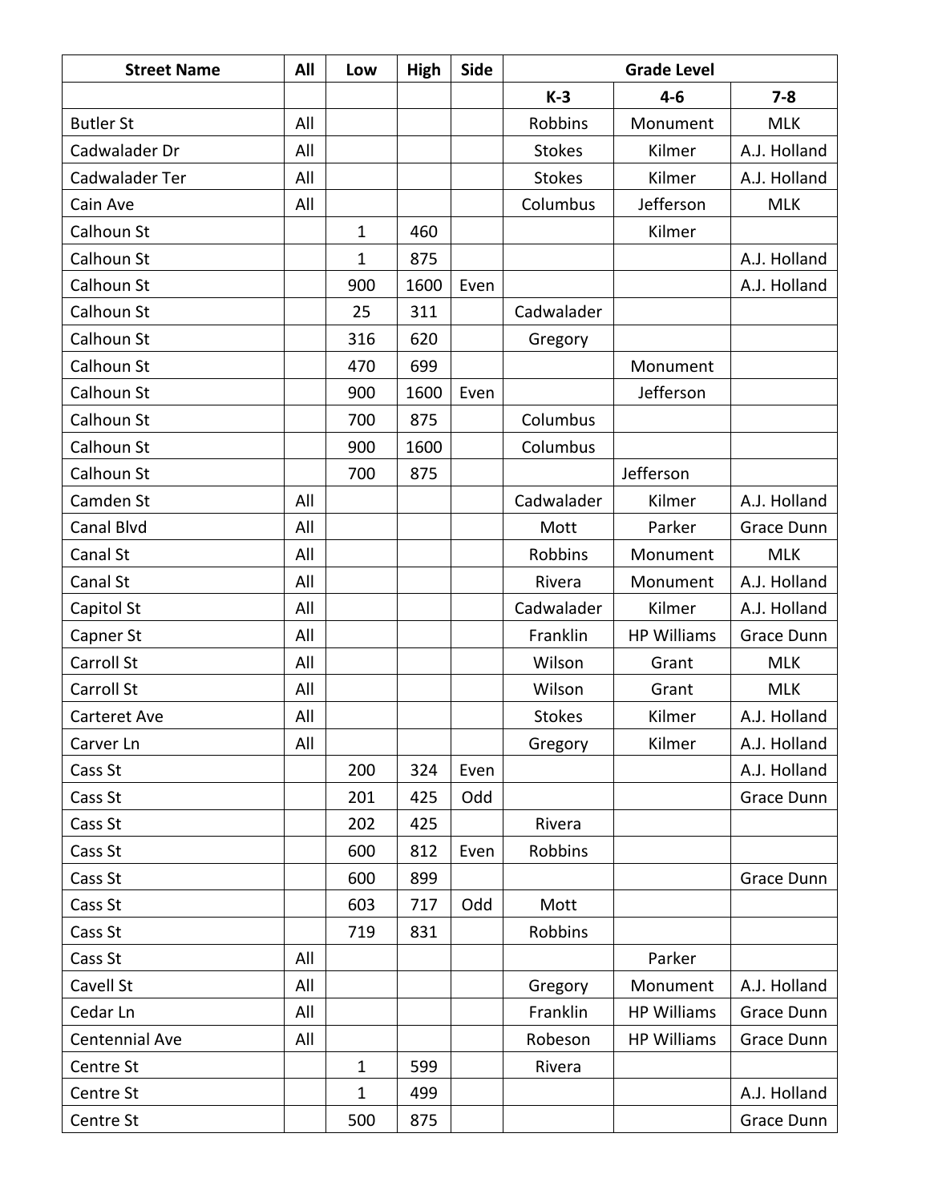| Street Name | All | Low | High | Side | Grade Level | | |
|---|---|---|---|---|---|---|---|
| | | | | | K-3 | 4-6 | 7-8 |
| Butler St | All | | | | Robbins | Monument | MLK |
| Cadwalader Dr | All | | | | Stokes | Kilmer | A.J. Holland |
| Cadwalader Ter | All | | | | Stokes | Kilmer | A.J. Holland |
| Cain Ave | All | | | | Columbus | Jefferson | MLK |
| Calhoun St | | 1 | 460 | | | Kilmer | |
| Calhoun St | | 1 | 875 | | | | A.J. Holland |
| Calhoun St | | 900 | 1600 | Even | | | A.J. Holland |
| Calhoun St | | 25 | 311 | | Cadwalader | | |
| Calhoun St | | 316 | 620 | | Gregory | | |
| Calhoun St | | 470 | 699 | | | Monument | |
| Calhoun St | | 900 | 1600 | Even | | Jefferson | |
| Calhoun St | | 700 | 875 | | Columbus | | |
| Calhoun St | | 900 | 1600 | | Columbus | | |
| Calhoun St | | 700 | 875 | | | Jefferson | |
| Camden St | All | | | | Cadwalader | Kilmer | A.J. Holland |
| Canal Blvd | All | | | | Mott | Parker | Grace Dunn |
| Canal St | All | | | | Robbins | Monument | MLK |
| Canal St | All | | | | Rivera | Monument | A.J. Holland |
| Capitol St | All | | | | Cadwalader | Kilmer | A.J. Holland |
| Capner St | All | | | | Franklin | HP Williams | Grace Dunn |
| Carroll St | All | | | | Wilson | Grant | MLK |
| Carroll St | All | | | | Wilson | Grant | MLK |
| Carteret Ave | All | | | | Stokes | Kilmer | A.J. Holland |
| Carver Ln | All | | | | Gregory | Kilmer | A.J. Holland |
| Cass St | | 200 | 324 | Even | | | A.J. Holland |
| Cass St | | 201 | 425 | Odd | | | Grace Dunn |
| Cass St | | 202 | 425 | | Rivera | | |
| Cass St | | 600 | 812 | Even | Robbins | | |
| Cass St | | 600 | 899 | | | | Grace Dunn |
| Cass St | | 603 | 717 | Odd | Mott | | |
| Cass St | | 719 | 831 | | Robbins | | |
| Cass St | All | | | | | Parker | |
| Cavell St | All | | | | Gregory | Monument | A.J. Holland |
| Cedar Ln | All | | | | Franklin | HP Williams | Grace Dunn |
| Centennial Ave | All | | | | Robeson | HP Williams | Grace Dunn |
| Centre St | | 1 | 599 | | Rivera | | |
| Centre St | | 1 | 499 | | | | A.J. Holland |
| Centre St | | 500 | 875 | | | | Grace Dunn |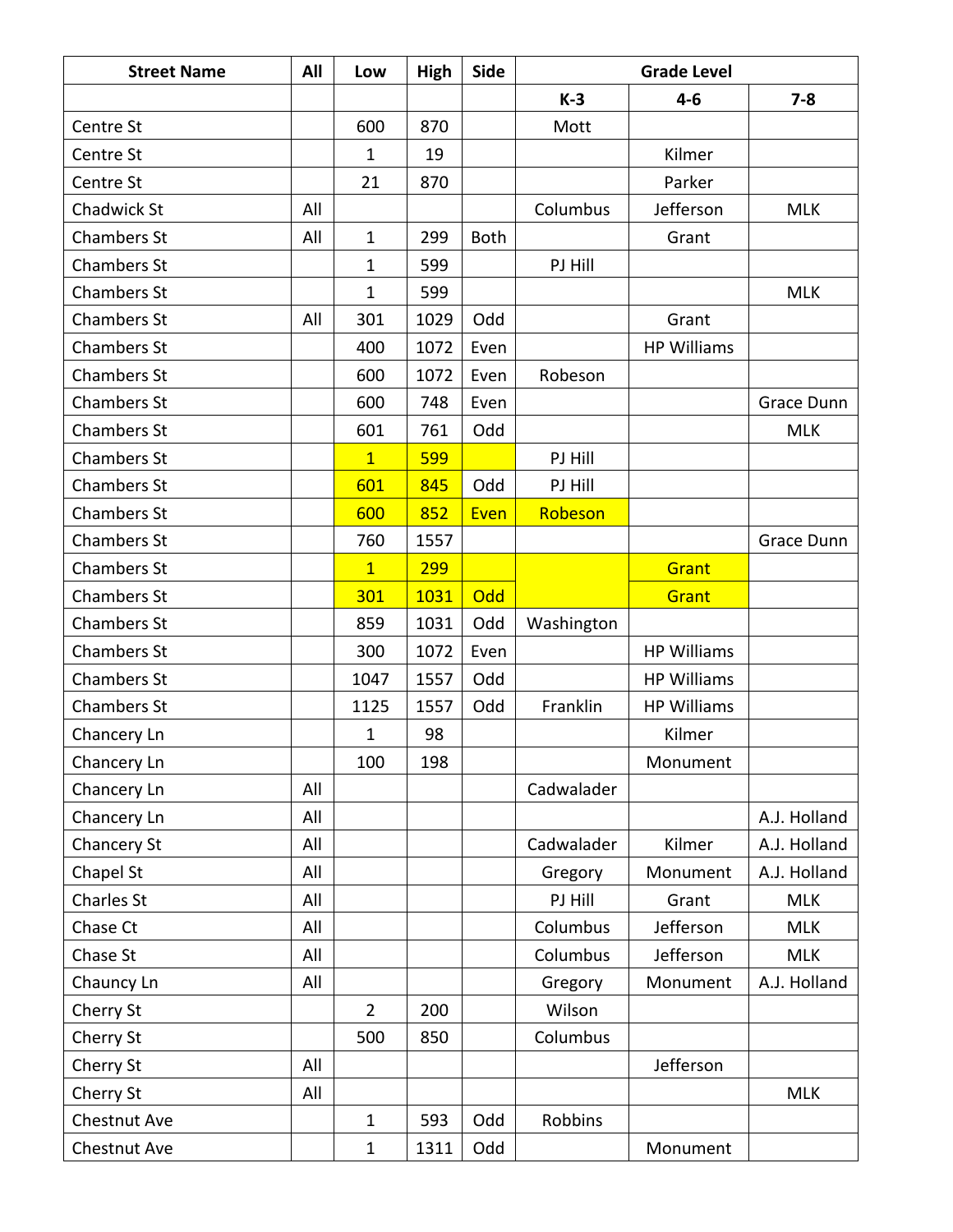| Street Name | All | Low | High | Side | Grade Level | | |
|---|---|---|---|---|---|---|---|
| | | | | | K-3 | 4-6 | 7-8 |
| Centre St | | 600 | 870 | | Mott | | |
| Centre St | | 1 | 19 | | | Kilmer | |
| Centre St | | 21 | 870 | | | Parker | |
| Chadwick St | All | | | | Columbus | Jefferson | MLK |
| Chambers St | All | 1 | 299 | Both | | Grant | |
| Chambers St | | 1 | 599 | | PJ Hill | | |
| Chambers St | | 1 | 599 | | | | MLK |
| Chambers St | All | 301 | 1029 | Odd | | Grant | |
| Chambers St | | 400 | 1072 | Even | | HP Williams | |
| Chambers St | | 600 | 1072 | Even | Robeson | | |
| Chambers St | | 600 | 748 | Even | | | Grace Dunn |
| Chambers St | | 601 | 761 | Odd | | | MLK |
| Chambers St | | 1 | 599 | | PJ Hill | | |
| Chambers St | | 601 | 845 | Odd | PJ Hill | | |
| Chambers St | | 600 | 852 | Even | Robeson | | |
| Chambers St | | 760 | 1557 | | | | Grace Dunn |
| Chambers St | | 1 | 299 | | | Grant | |
| Chambers St | | 301 | 1031 | Odd | | Grant | |
| Chambers St | | 859 | 1031 | Odd | Washington | | |
| Chambers St | | 300 | 1072 | Even | | HP Williams | |
| Chambers St | | 1047 | 1557 | Odd | | HP Williams | |
| Chambers St | | 1125 | 1557 | Odd | Franklin | HP Williams | |
| Chancery Ln | | 1 | 98 | | | Kilmer | |
| Chancery Ln | | 100 | 198 | | | Monument | |
| Chancery Ln | All | | | | Cadwalader | | |
| Chancery Ln | All | | | | | | A.J. Holland |
| Chancery St | All | | | | Cadwalader | Kilmer | A.J. Holland |
| Chapel St | All | | | | Gregory | Monument | A.J. Holland |
| Charles St | All | | | | PJ Hill | Grant | MLK |
| Chase Ct | All | | | | Columbus | Jefferson | MLK |
| Chase St | All | | | | Columbus | Jefferson | MLK |
| Chauncy Ln | All | | | | Gregory | Monument | A.J. Holland |
| Cherry St | | 2 | 200 | | Wilson | | |
| Cherry St | | 500 | 850 | | Columbus | | |
| Cherry St | All | | | | | Jefferson | |
| Cherry St | All | | | | | | MLK |
| Chestnut Ave | | 1 | 593 | Odd | Robbins | | |
| Chestnut Ave | | 1 | 1311 | Odd | | Monument | |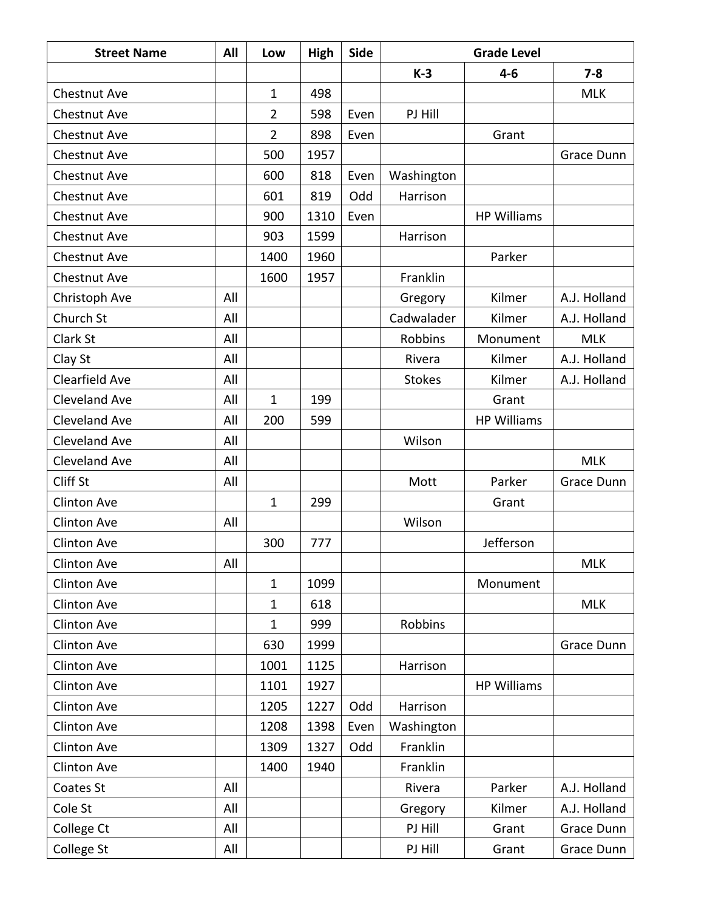| Street Name | All | Low | High | Side | Grade Level | | |
|---|---|---|---|---|---|---|---|
| | | | | | K-3 | 4-6 | 7-8 |
| Chestnut Ave | | 1 | 498 | | | | MLK |
| Chestnut Ave | | 2 | 598 | Even | PJ Hill | | |
| Chestnut Ave | | 2 | 898 | Even | | Grant | |
| Chestnut Ave | | 500 | 1957 | | | | Grace Dunn |
| Chestnut Ave | | 600 | 818 | Even | Washington | | |
| Chestnut Ave | | 601 | 819 | Odd | Harrison | | |
| Chestnut Ave | | 900 | 1310 | Even | | HP Williams | |
| Chestnut Ave | | 903 | 1599 | | Harrison | | |
| Chestnut Ave | | 1400 | 1960 | | | Parker | |
| Chestnut Ave | | 1600 | 1957 | | Franklin | | |
| Christoph Ave | All | | | | Gregory | Kilmer | A.J. Holland |
| Church St | All | | | | Cadwalader | Kilmer | A.J. Holland |
| Clark St | All | | | | Robbins | Monument | MLK |
| Clay St | All | | | | Rivera | Kilmer | A.J. Holland |
| Clearfield Ave | All | | | | Stokes | Kilmer | A.J. Holland |
| Cleveland Ave | All | 1 | 199 | | | Grant | |
| Cleveland Ave | All | 200 | 599 | | | HP Williams | |
| Cleveland Ave | All | | | | Wilson | | |
| Cleveland Ave | All | | | | | | MLK |
| Cliff St | All | | | | Mott | Parker | Grace Dunn |
| Clinton Ave | | 1 | 299 | | | Grant | |
| Clinton Ave | All | | | | Wilson | | |
| Clinton Ave | | 300 | 777 | | | Jefferson | |
| Clinton Ave | All | | | | | | MLK |
| Clinton Ave | | 1 | 1099 | | | Monument | |
| Clinton Ave | | 1 | 618 | | | | MLK |
| Clinton Ave | | 1 | 999 | | Robbins | | |
| Clinton Ave | | 630 | 1999 | | | | Grace Dunn |
| Clinton Ave | | 1001 | 1125 | | Harrison | | |
| Clinton Ave | | 1101 | 1927 | | | HP Williams | |
| Clinton Ave | | 1205 | 1227 | Odd | Harrison | | |
| Clinton Ave | | 1208 | 1398 | Even | Washington | | |
| Clinton Ave | | 1309 | 1327 | Odd | Franklin | | |
| Clinton Ave | | 1400 | 1940 | | Franklin | | |
| Coates St | All | | | | Rivera | Parker | A.J. Holland |
| Cole St | All | | | | Gregory | Kilmer | A.J. Holland |
| College Ct | All | | | | PJ Hill | Grant | Grace Dunn |
| College St | All | | | | PJ Hill | Grant | Grace Dunn |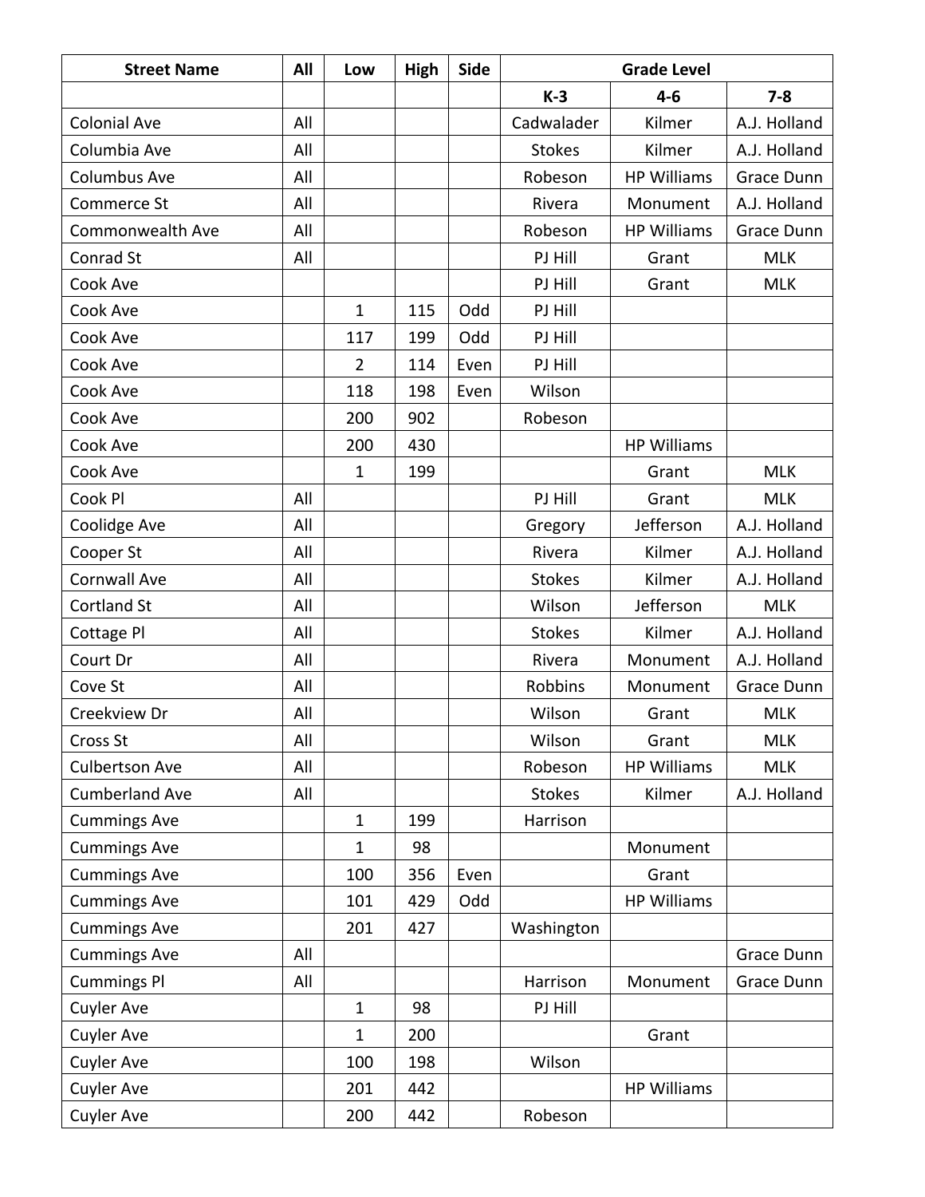| Street Name | All | Low | High | Side | Grade Level | | |
|---|---|---|---|---|---|---|---|
| | | | | | K-3 | 4-6 | 7-8 |
| Colonial Ave | All | | | | Cadwalader | Kilmer | A.J. Holland |
| Columbia Ave | All | | | | Stokes | Kilmer | A.J. Holland |
| Columbus Ave | All | | | | Robeson | HP Williams | Grace Dunn |
| Commerce St | All | | | | Rivera | Monument | A.J. Holland |
| Commonwealth Ave | All | | | | Robeson | HP Williams | Grace Dunn |
| Conrad St | All | | | | PJ Hill | Grant | MLK |
| Cook Ave | | | | | PJ Hill | Grant | MLK |
| Cook Ave | | 1 | 115 | Odd | PJ Hill | | |
| Cook Ave | | 117 | 199 | Odd | PJ Hill | | |
| Cook Ave | | 2 | 114 | Even | PJ Hill | | |
| Cook Ave | | 118 | 198 | Even | Wilson | | |
| Cook Ave | | 200 | 902 | | Robeson | | |
| Cook Ave | | 200 | 430 | | | HP Williams | |
| Cook Ave | | 1 | 199 | | | Grant | MLK |
| Cook Pl | All | | | | PJ Hill | Grant | MLK |
| Coolidge Ave | All | | | | Gregory | Jefferson | A.J. Holland |
| Cooper St | All | | | | Rivera | Kilmer | A.J. Holland |
| Cornwall Ave | All | | | | Stokes | Kilmer | A.J. Holland |
| Cortland St | All | | | | Wilson | Jefferson | MLK |
| Cottage Pl | All | | | | Stokes | Kilmer | A.J. Holland |
| Court Dr | All | | | | Rivera | Monument | A.J. Holland |
| Cove St | All | | | | Robbins | Monument | Grace Dunn |
| Creekview Dr | All | | | | Wilson | Grant | MLK |
| Cross St | All | | | | Wilson | Grant | MLK |
| Culbertson Ave | All | | | | Robeson | HP Williams | MLK |
| Cumberland Ave | All | | | | Stokes | Kilmer | A.J. Holland |
| Cummings Ave | | 1 | 199 | | Harrison | | |
| Cummings Ave | | 1 | 98 | | | Monument | |
| Cummings Ave | | 100 | 356 | Even | | Grant | |
| Cummings Ave | | 101 | 429 | Odd | | HP Williams | |
| Cummings Ave | | 201 | 427 | | Washington | | |
| Cummings Ave | All | | | | | | Grace Dunn |
| Cummings Pl | All | | | | Harrison | Monument | Grace Dunn |
| Cuyler Ave | | 1 | 98 | | PJ Hill | | |
| Cuyler Ave | | 1 | 200 | | | Grant | |
| Cuyler Ave | | 100 | 198 | | Wilson | | |
| Cuyler Ave | | 201 | 442 | | | HP Williams | |
| Cuyler Ave | | 200 | 442 | | Robeson | | |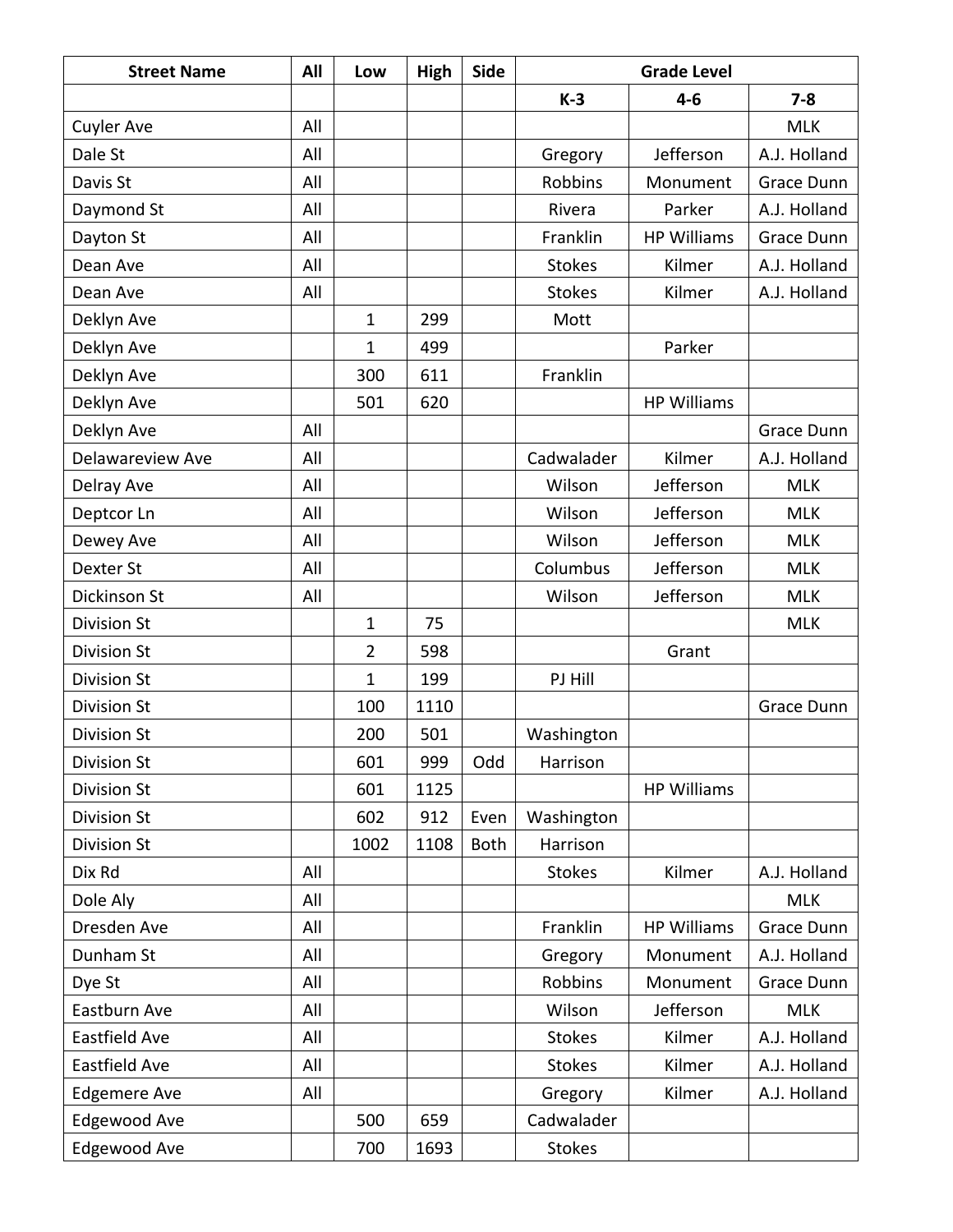| Street Name | All | Low | High | Side | Grade Level | | |
|---|---|---|---|---|---|---|---|
| | | | | | K-3 | 4-6 | 7-8 |
| Cuyler Ave | All | | | | | | MLK |
| Dale St | All | | | | Gregory | Jefferson | A.J. Holland |
| Davis St | All | | | | Robbins | Monument | Grace Dunn |
| Daymond St | All | | | | Rivera | Parker | A.J. Holland |
| Dayton St | All | | | | Franklin | HP Williams | Grace Dunn |
| Dean Ave | All | | | | Stokes | Kilmer | A.J. Holland |
| Dean Ave | All | | | | Stokes | Kilmer | A.J. Holland |
| Deklyn Ave | | 1 | 299 | | Mott | | |
| Deklyn Ave | | 1 | 499 | | | Parker | |
| Deklyn Ave | | 300 | 611 | | Franklin | | |
| Deklyn Ave | | 501 | 620 | | | HP Williams | |
| Deklyn Ave | All | | | | | | Grace Dunn |
| Delawareview Ave | All | | | | Cadwalader | Kilmer | A.J. Holland |
| Delray Ave | All | | | | Wilson | Jefferson | MLK |
| Deptcor Ln | All | | | | Wilson | Jefferson | MLK |
| Dewey Ave | All | | | | Wilson | Jefferson | MLK |
| Dexter St | All | | | | Columbus | Jefferson | MLK |
| Dickinson St | All | | | | Wilson | Jefferson | MLK |
| Division St | | 1 | 75 | | | | MLK |
| Division St | | 2 | 598 | | | Grant | |
| Division St | | 1 | 199 | | PJ Hill | | |
| Division St | | 100 | 1110 | | | | Grace Dunn |
| Division St | | 200 | 501 | | Washington | | |
| Division St | | 601 | 999 | Odd | Harrison | | |
| Division St | | 601 | 1125 | | | HP Williams | |
| Division St | | 602 | 912 | Even | Washington | | |
| Division St | | 1002 | 1108 | Both | Harrison | | |
| Dix Rd | All | | | | Stokes | Kilmer | A.J. Holland |
| Dole Aly | All | | | | | | MLK |
| Dresden Ave | All | | | | Franklin | HP Williams | Grace Dunn |
| Dunham St | All | | | | Gregory | Monument | A.J. Holland |
| Dye St | All | | | | Robbins | Monument | Grace Dunn |
| Eastburn Ave | All | | | | Wilson | Jefferson | MLK |
| Eastfield Ave | All | | | | Stokes | Kilmer | A.J. Holland |
| Eastfield Ave | All | | | | Stokes | Kilmer | A.J. Holland |
| Edgemere Ave | All | | | | Gregory | Kilmer | A.J. Holland |
| Edgewood Ave | | 500 | 659 | | Cadwalader | | |
| Edgewood Ave | | 700 | 1693 | | Stokes | | |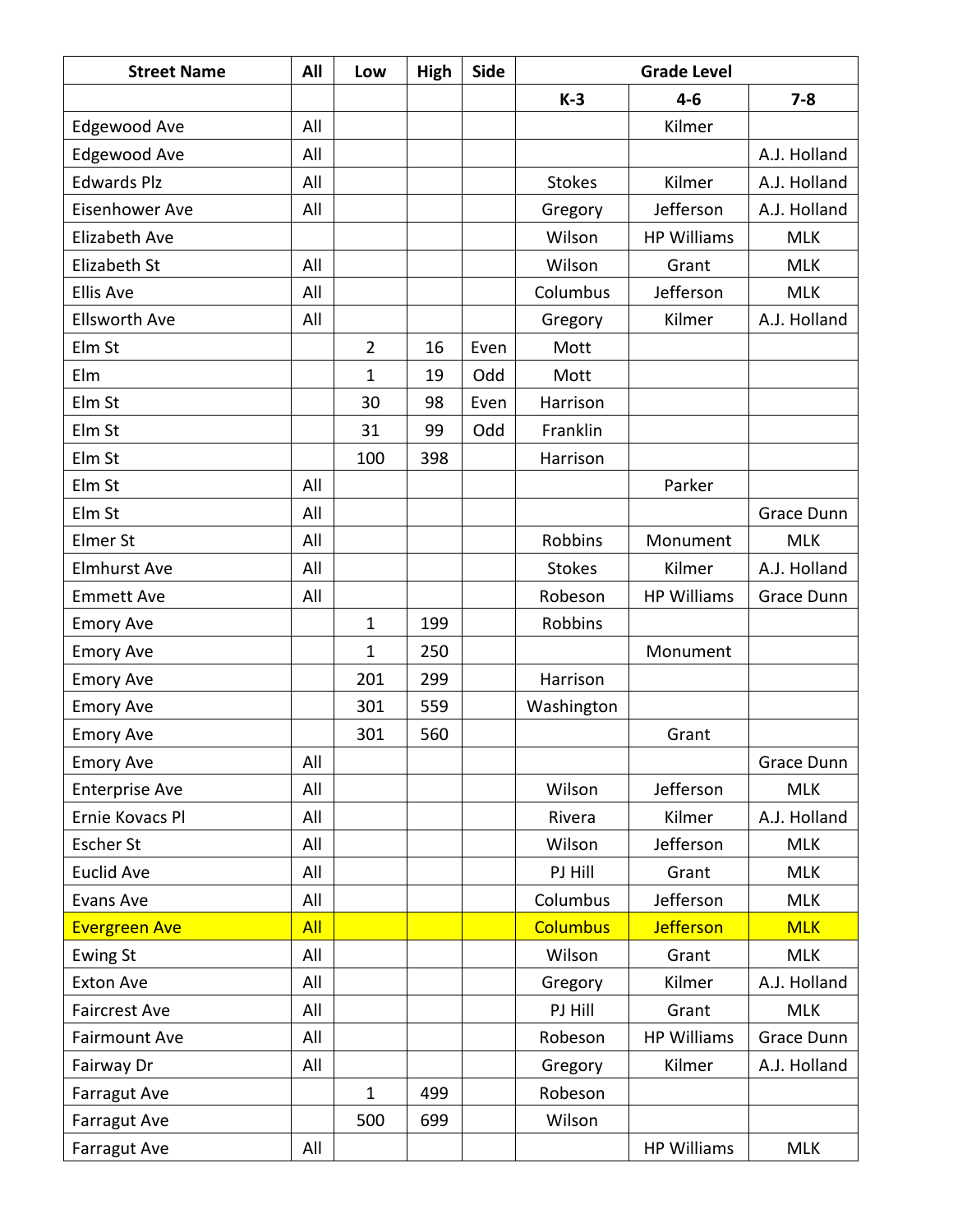| Street Name | All | Low | High | Side | Grade Level | | |
|---|---|---|---|---|---|---|---|
| | | | | | K-3 | 4-6 | 7-8 |
| Edgewood Ave | All | | | | | Kilmer | |
| Edgewood Ave | All | | | | | | A.J. Holland |
| Edwards Plz | All | | | | Stokes | Kilmer | A.J. Holland |
| Eisenhower Ave | All | | | | Gregory | Jefferson | A.J. Holland |
| Elizabeth Ave | | | | | Wilson | HP Williams | MLK |
| Elizabeth St | All | | | | Wilson | Grant | MLK |
| Ellis Ave | All | | | | Columbus | Jefferson | MLK |
| Ellsworth Ave | All | | | | Gregory | Kilmer | A.J. Holland |
| Elm St | | 2 | 16 | Even | Mott | | |
| Elm | | 1 | 19 | Odd | Mott | | |
| Elm St | | 30 | 98 | Even | Harrison | | |
| Elm St | | 31 | 99 | Odd | Franklin | | |
| Elm St | | 100 | 398 | | Harrison | | |
| Elm St | All | | | | | Parker | |
| Elm St | All | | | | | | Grace Dunn |
| Elmer St | All | | | | Robbins | Monument | MLK |
| Elmhurst Ave | All | | | | Stokes | Kilmer | A.J. Holland |
| Emmett Ave | All | | | | Robeson | HP Williams | Grace Dunn |
| Emory Ave | | 1 | 199 | | Robbins | | |
| Emory Ave | | 1 | 250 | | | Monument | |
| Emory Ave | | 201 | 299 | | Harrison | | |
| Emory Ave | | 301 | 559 | | Washington | | |
| Emory Ave | | 301 | 560 | | | Grant | |
| Emory Ave | All | | | | | | Grace Dunn |
| Enterprise Ave | All | | | | Wilson | Jefferson | MLK |
| Ernie Kovacs Pl | All | | | | Rivera | Kilmer | A.J. Holland |
| Escher St | All | | | | Wilson | Jefferson | MLK |
| Euclid Ave | All | | | | PJ Hill | Grant | MLK |
| Evans Ave | All | | | | Columbus | Jefferson | MLK |
| Evergreen Ave | All | | | | Columbus | Jefferson | MLK |
| Ewing St | All | | | | Wilson | Grant | MLK |
| Exton Ave | All | | | | Gregory | Kilmer | A.J. Holland |
| Faircrest Ave | All | | | | PJ Hill | Grant | MLK |
| Fairmount Ave | All | | | | Robeson | HP Williams | Grace Dunn |
| Fairway Dr | All | | | | Gregory | Kilmer | A.J. Holland |
| Farragut Ave | | 1 | 499 | | Robeson | | |
| Farragut Ave | | 500 | 699 | | Wilson | | |
| Farragut Ave | All | | | | | HP Williams | MLK |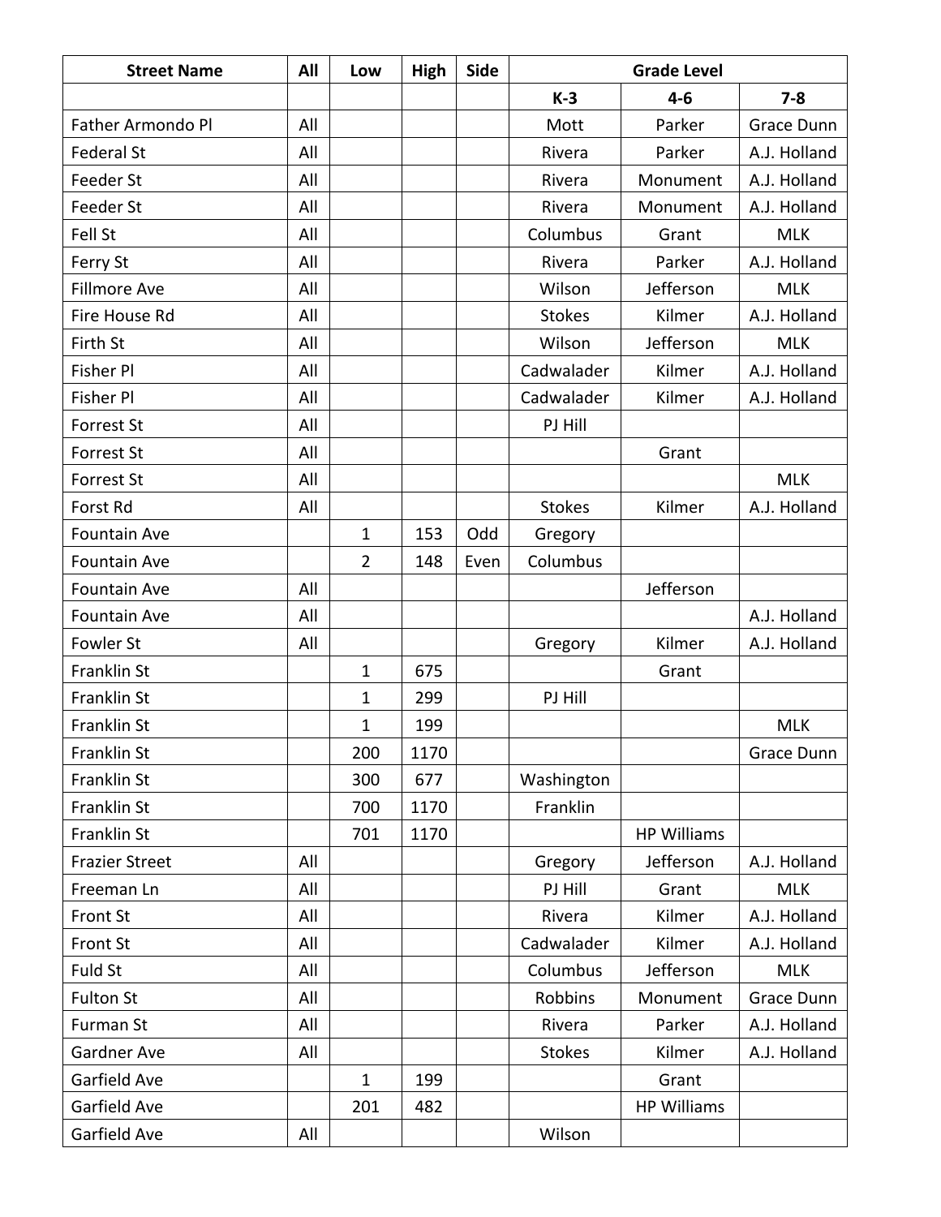| Street Name | All | Low | High | Side | Grade Level | | |
|---|---|---|---|---|---|---|---|
| | | | | | K-3 | 4-6 | 7-8 |
| Father Armondo Pl | All | | | | Mott | Parker | Grace Dunn |
| Federal St | All | | | | Rivera | Parker | A.J. Holland |
| Feeder St | All | | | | Rivera | Monument | A.J. Holland |
| Feeder St | All | | | | Rivera | Monument | A.J. Holland |
| Fell St | All | | | | Columbus | Grant | MLK |
| Ferry St | All | | | | Rivera | Parker | A.J. Holland |
| Fillmore Ave | All | | | | Wilson | Jefferson | MLK |
| Fire House Rd | All | | | | Stokes | Kilmer | A.J. Holland |
| Firth St | All | | | | Wilson | Jefferson | MLK |
| Fisher Pl | All | | | | Cadwalader | Kilmer | A.J. Holland |
| Fisher Pl | All | | | | Cadwalader | Kilmer | A.J. Holland |
| Forrest St | All | | | | PJ Hill | | |
| Forrest St | All | | | | | Grant | |
| Forrest St | All | | | | | | MLK |
| Forst Rd | All | | | | Stokes | Kilmer | A.J. Holland |
| Fountain Ave | | 1 | 153 | Odd | Gregory | | |
| Fountain Ave | | 2 | 148 | Even | Columbus | | |
| Fountain Ave | All | | | | | Jefferson | |
| Fountain Ave | All | | | | | | A.J. Holland |
| Fowler St | All | | | | Gregory | Kilmer | A.J. Holland |
| Franklin St | | 1 | 675 | | | Grant | |
| Franklin St | | 1 | 299 | | PJ Hill | | |
| Franklin St | | 1 | 199 | | | | MLK |
| Franklin St | | 200 | 1170 | | | | Grace Dunn |
| Franklin St | | 300 | 677 | | Washington | | |
| Franklin St | | 700 | 1170 | | Franklin | | |
| Franklin St | | 701 | 1170 | | | HP Williams | |
| Frazier Street | All | | | | Gregory | Jefferson | A.J. Holland |
| Freeman Ln | All | | | | PJ Hill | Grant | MLK |
| Front St | All | | | | Rivera | Kilmer | A.J. Holland |
| Front St | All | | | | Cadwalader | Kilmer | A.J. Holland |
| Fuld St | All | | | | Columbus | Jefferson | MLK |
| Fulton St | All | | | | Robbins | Monument | Grace Dunn |
| Furman St | All | | | | Rivera | Parker | A.J. Holland |
| Gardner Ave | All | | | | Stokes | Kilmer | A.J. Holland |
| Garfield Ave | | 1 | 199 | | | Grant | |
| Garfield Ave | | 201 | 482 | | | HP Williams | |
| Garfield Ave | All | | | | Wilson | | |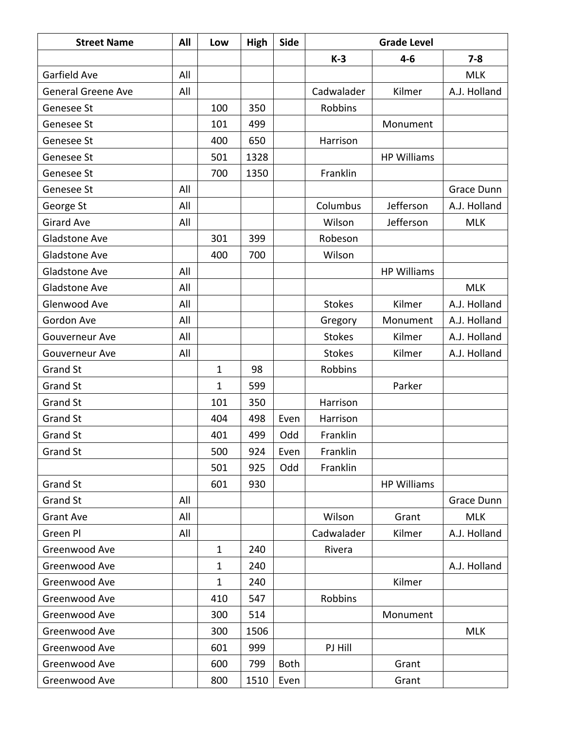| Street Name | All | Low | High | Side | Grade Level | | |
|---|---|---|---|---|---|---|---|
| | | | | | K-3 | 4-6 | 7-8 |
| Garfield Ave | All | | | | | | MLK |
| General Greene Ave | All | | | | Cadwalader | Kilmer | A.J. Holland |
| Genesee St | | 100 | 350 | | Robbins | | |
| Genesee St | | 101 | 499 | | | Monument | |
| Genesee St | | 400 | 650 | | Harrison | | |
| Genesee St | | 501 | 1328 | | | HP Williams | |
| Genesee St | | 700 | 1350 | | Franklin | | |
| Genesee St | All | | | | | | Grace Dunn |
| George St | All | | | | Columbus | Jefferson | A.J. Holland |
| Girard Ave | All | | | | Wilson | Jefferson | MLK |
| Gladstone Ave | | 301 | 399 | | Robeson | | |
| Gladstone Ave | | 400 | 700 | | Wilson | | |
| Gladstone Ave | All | | | | | HP Williams | |
| Gladstone Ave | All | | | | | | MLK |
| Glenwood Ave | All | | | | Stokes | Kilmer | A.J. Holland |
| Gordon Ave | All | | | | Gregory | Monument | A.J. Holland |
| Gouverneur Ave | All | | | | Stokes | Kilmer | A.J. Holland |
| Gouverneur Ave | All | | | | Stokes | Kilmer | A.J. Holland |
| Grand St | | 1 | 98 | | Robbins | | |
| Grand St | | 1 | 599 | | | Parker | |
| Grand St | | 101 | 350 | | Harrison | | |
| Grand St | | 404 | 498 | Even | Harrison | | |
| Grand St | | 401 | 499 | Odd | Franklin | | |
| Grand St | | 500 | 924 | Even | Franklin | | |
| | | 501 | 925 | Odd | Franklin | | |
| Grand St | | 601 | 930 | | | HP Williams | |
| Grand St | All | | | | | | Grace Dunn |
| Grant Ave | All | | | | Wilson | Grant | MLK |
| Green Pl | All | | | | Cadwalader | Kilmer | A.J. Holland |
| Greenwood Ave | | 1 | 240 | | Rivera | | |
| Greenwood Ave | | 1 | 240 | | | | A.J. Holland |
| Greenwood Ave | | 1 | 240 | | | Kilmer | |
| Greenwood Ave | | 410 | 547 | | Robbins | | |
| Greenwood Ave | | 300 | 514 | | | Monument | |
| Greenwood Ave | | 300 | 1506 | | | | MLK |
| Greenwood Ave | | 601 | 999 | | PJ Hill | | |
| Greenwood Ave | | 600 | 799 | Both | | Grant | |
| Greenwood Ave | | 800 | 1510 | Even | | Grant | |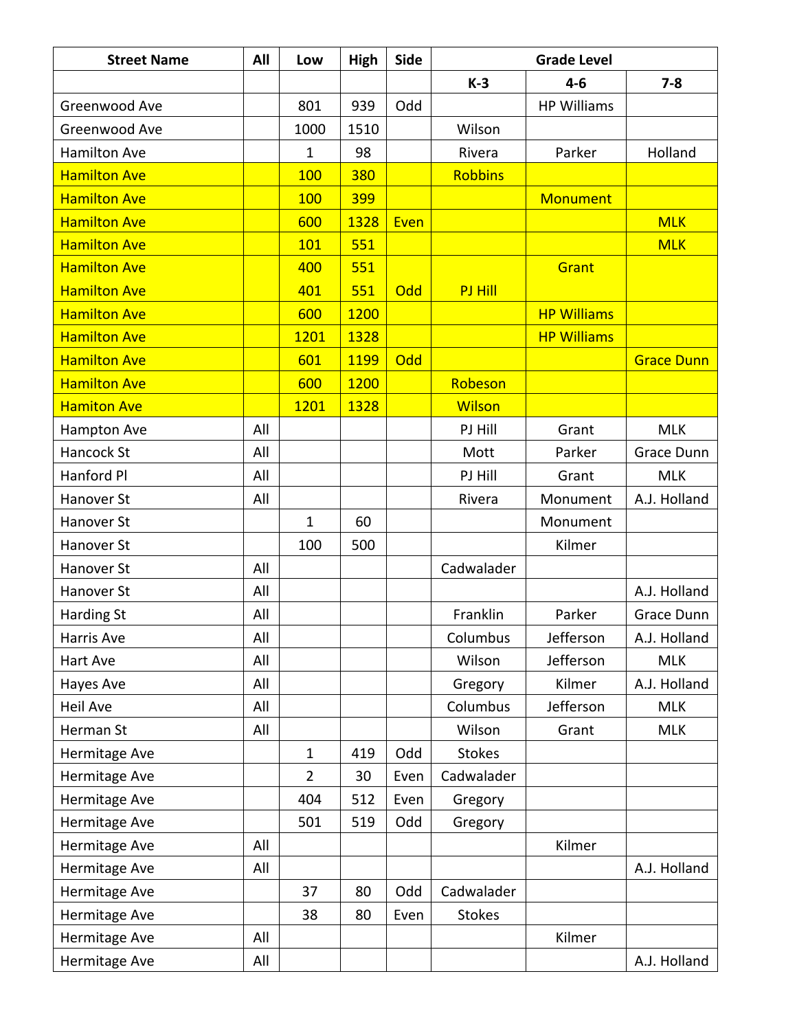| Street Name | All | Low | High | Side | Grade Level | | |
|---|---|---|---|---|---|---|---|
| | | | | | K-3 | 4-6 | 7-8 |
| Greenwood Ave | | 801 | 939 | Odd | | HP Williams | |
| Greenwood Ave | | 1000 | 1510 | | Wilson | | |
| Hamilton Ave | | 1 | 98 | | Rivera | Parker | Holland |
| Hamilton Ave | | 100 | 380 | | Robbins | | |
| Hamilton Ave | | 100 | 399 | | | Monument | |
| Hamilton Ave | | 600 | 1328 | Even | | | MLK |
| Hamilton Ave | | 101 | 551 | | | | MLK |
| Hamilton Ave | | 400 | 551 | | | Grant | |
| Hamilton Ave | | 401 | 551 | Odd | PJ Hill | | |
| Hamilton Ave | | 600 | 1200 | | | HP Williams | |
| Hamilton Ave | | 1201 | 1328 | | | HP Williams | |
| Hamilton Ave | | 601 | 1199 | Odd | | | Grace Dunn |
| Hamilton Ave | | 600 | 1200 | | Robeson | | |
| Hamiton Ave | | 1201 | 1328 | | Wilson | | |
| Hampton Ave | All | | | | PJ Hill | Grant | MLK |
| Hancock St | All | | | | Mott | Parker | Grace Dunn |
| Hanford Pl | All | | | | PJ Hill | Grant | MLK |
| Hanover St | All | | | | Rivera | Monument | A.J. Holland |
| Hanover St | | 1 | 60 | | | Monument | |
| Hanover St | | 100 | 500 | | | Kilmer | |
| Hanover St | All | | | | Cadwalader | | |
| Hanover St | All | | | | | | A.J. Holland |
| Harding St | All | | | | Franklin | Parker | Grace Dunn |
| Harris Ave | All | | | | Columbus | Jefferson | A.J. Holland |
| Hart Ave | All | | | | Wilson | Jefferson | MLK |
| Hayes Ave | All | | | | Gregory | Kilmer | A.J. Holland |
| Heil Ave | All | | | | Columbus | Jefferson | MLK |
| Herman St | All | | | | Wilson | Grant | MLK |
| Hermitage Ave | | 1 | 419 | Odd | Stokes | | |
| Hermitage Ave | | 2 | 30 | Even | Cadwalader | | |
| Hermitage Ave | | 404 | 512 | Even | Gregory | | |
| Hermitage Ave | | 501 | 519 | Odd | Gregory | | |
| Hermitage Ave | All | | | | | Kilmer | |
| Hermitage Ave | All | | | | | | A.J. Holland |
| Hermitage Ave | | 37 | 80 | Odd | Cadwalader | | |
| Hermitage Ave | | 38 | 80 | Even | Stokes | | |
| Hermitage Ave | All | | | | | Kilmer | |
| Hermitage Ave | All | | | | | | A.J. Holland |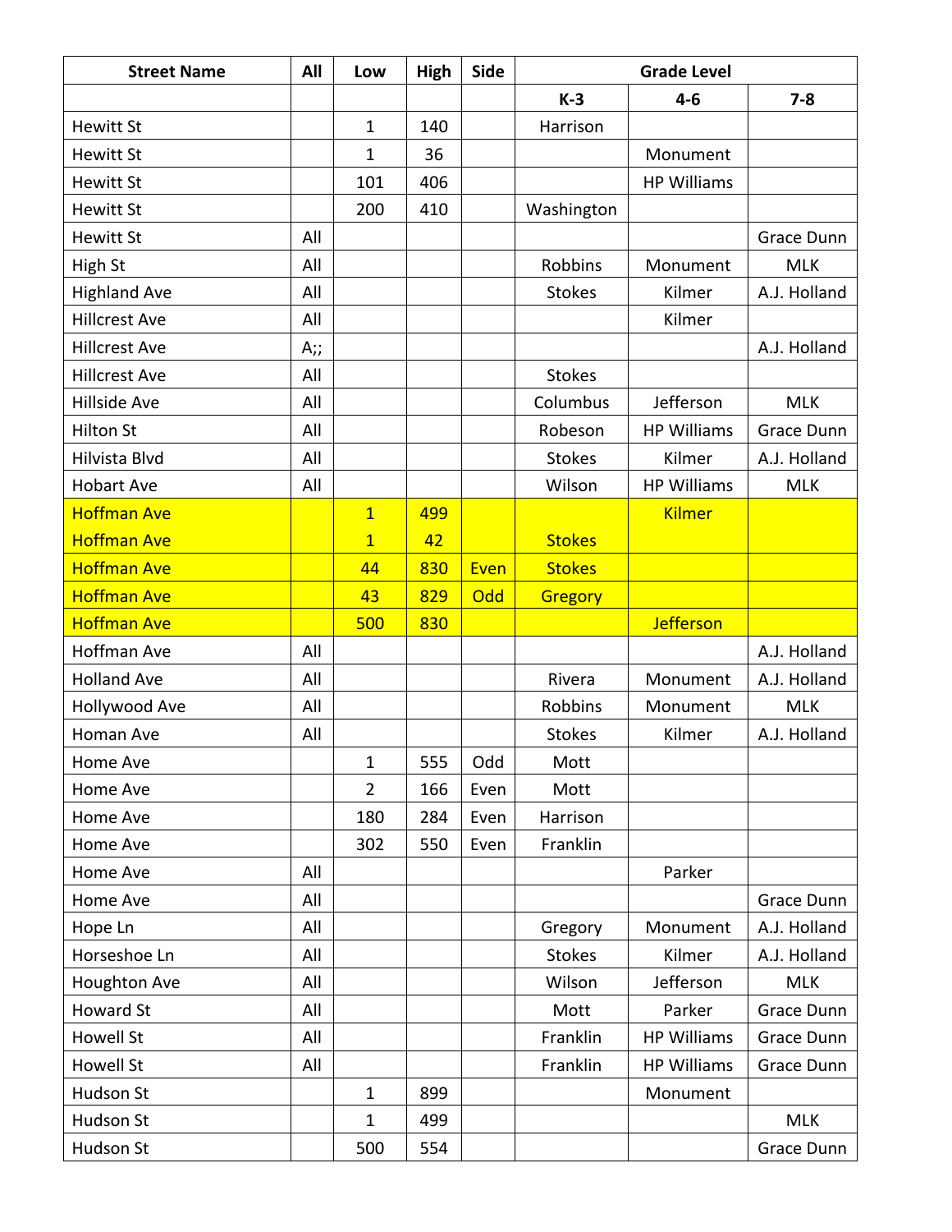| Street Name | All | Low | High | Side | Grade Level | | |
|---|---|---|---|---|---|---|---|
| | | | | | K-3 | 4-6 | 7-8 |
| Hewitt St | | 1 | 140 | | Harrison | | |
| Hewitt St | | 1 | 36 | | | Monument | |
| Hewitt St | | 101 | 406 | | | HP Williams | |
| Hewitt St | | 200 | 410 | | Washington | | |
| Hewitt St | All | | | | | | Grace Dunn |
| High St | All | | | | Robbins | Monument | MLK |
| Highland Ave | All | | | | Stokes | Kilmer | A.J. Holland |
| Hillcrest Ave | All | | | | | Kilmer | |
| Hillcrest Ave | A;; | | | | | | A.J. Holland |
| Hillcrest Ave | All | | | | Stokes | | |
| Hillside Ave | All | | | | Columbus | Jefferson | MLK |
| Hilton St | All | | | | Robeson | HP Williams | Grace Dunn |
| Hilvista Blvd | All | | | | Stokes | Kilmer | A.J. Holland |
| Hobart Ave | All | | | | Wilson | HP Williams | MLK |
| Hoffman Ave | | 1 | 499 | | | Kilmer | |
| Hoffman Ave | | 1 | 42 | | Stokes | | |
| Hoffman Ave | | 44 | 830 | Even | Stokes | | |
| Hoffman Ave | | 43 | 829 | Odd | Gregory | | |
| Hoffman Ave | | 500 | 830 | | | Jefferson | |
| Hoffman Ave | All | | | | | | A.J. Holland |
| Holland Ave | All | | | | Rivera | Monument | A.J. Holland |
| Hollywood Ave | All | | | | Robbins | Monument | MLK |
| Homan Ave | All | | | | Stokes | Kilmer | A.J. Holland |
| Home Ave | | 1 | 555 | Odd | Mott | | |
| Home Ave | | 2 | 166 | Even | Mott | | |
| Home Ave | | 180 | 284 | Even | Harrison | | |
| Home Ave | | 302 | 550 | Even | Franklin | | |
| Home Ave | All | | | | | Parker | |
| Home Ave | All | | | | | | Grace Dunn |
| Hope Ln | All | | | | Gregory | Monument | A.J. Holland |
| Horseshoe Ln | All | | | | Stokes | Kilmer | A.J. Holland |
| Houghton Ave | All | | | | Wilson | Jefferson | MLK |
| Howard St | All | | | | Mott | Parker | Grace Dunn |
| Howell St | All | | | | Franklin | HP Williams | Grace Dunn |
| Howell St | All | | | | Franklin | HP Williams | Grace Dunn |
| Hudson St | | 1 | 899 | | | Monument | |
| Hudson St | | 1 | 499 | | | | MLK |
| Hudson St | | 500 | 554 | | | | Grace Dunn |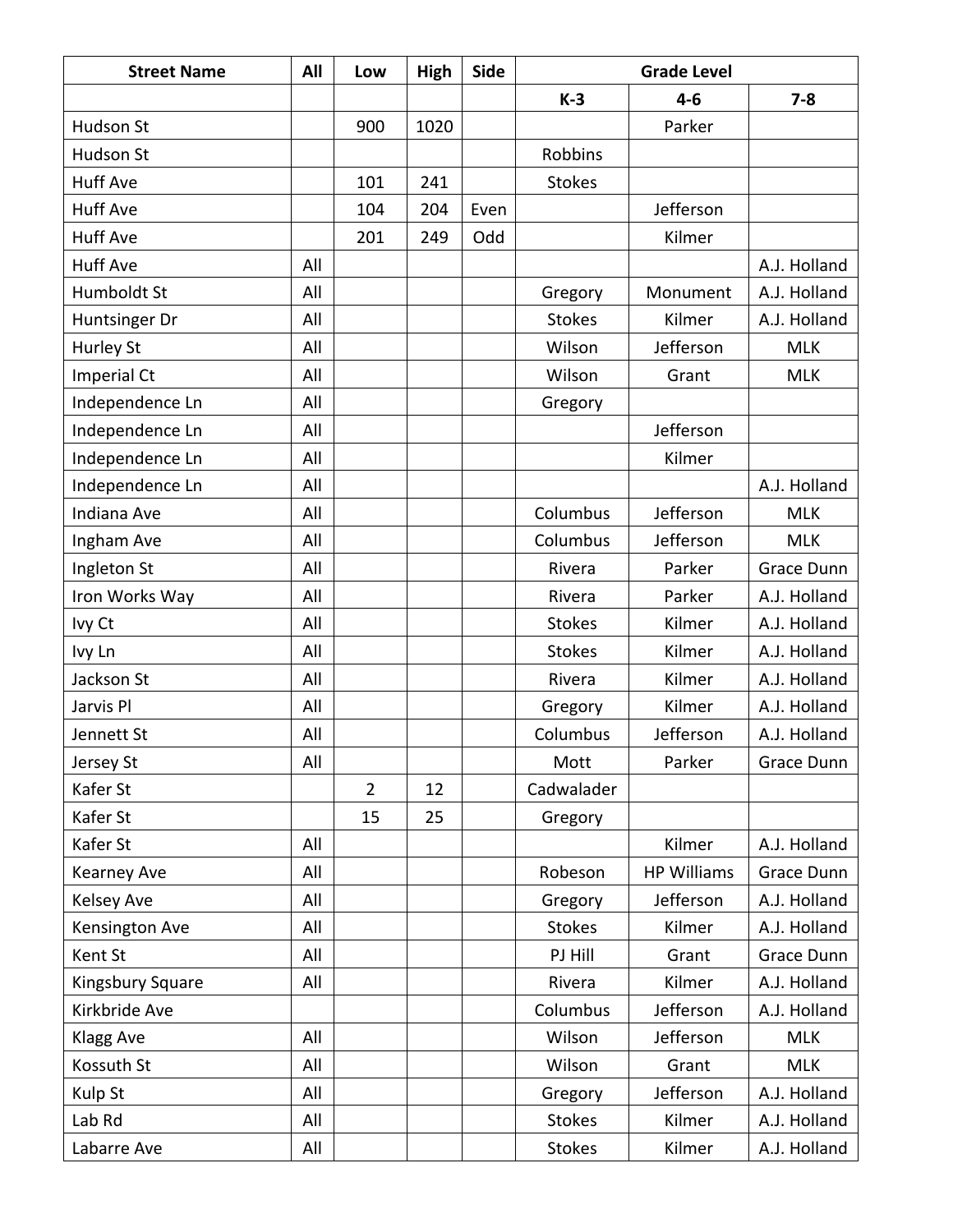| Street Name | All | Low | High | Side | Grade Level | | |
|---|---|---|---|---|---|---|---|
| | | | | | K-3 | 4-6 | 7-8 |
| Hudson St | | 900 | 1020 | | | Parker | |
| Hudson St | | | | | Robbins | | |
| Huff Ave | | 101 | 241 | | Stokes | | |
| Huff Ave | | 104 | 204 | Even | | Jefferson | |
| Huff Ave | | 201 | 249 | Odd | | Kilmer | |
| Huff Ave | All | | | | | | A.J. Holland |
| Humboldt St | All | | | | Gregory | Monument | A.J. Holland |
| Huntsinger Dr | All | | | | Stokes | Kilmer | A.J. Holland |
| Hurley St | All | | | | Wilson | Jefferson | MLK |
| Imperial Ct | All | | | | Wilson | Grant | MLK |
| Independence Ln | All | | | | Gregory | | |
| Independence Ln | All | | | | | Jefferson | |
| Independence Ln | All | | | | | Kilmer | |
| Independence Ln | All | | | | | | A.J. Holland |
| Indiana Ave | All | | | | Columbus | Jefferson | MLK |
| Ingham Ave | All | | | | Columbus | Jefferson | MLK |
| Ingleton St | All | | | | Rivera | Parker | Grace Dunn |
| Iron Works Way | All | | | | Rivera | Parker | A.J. Holland |
| Ivy Ct | All | | | | Stokes | Kilmer | A.J. Holland |
| Ivy Ln | All | | | | Stokes | Kilmer | A.J. Holland |
| Jackson St | All | | | | Rivera | Kilmer | A.J. Holland |
| Jarvis Pl | All | | | | Gregory | Kilmer | A.J. Holland |
| Jennett St | All | | | | Columbus | Jefferson | A.J. Holland |
| Jersey St | All | | | | Mott | Parker | Grace Dunn |
| Kafer St | | 2 | 12 | | Cadwalader | | |
| Kafer St | | 15 | 25 | | Gregory | | |
| Kafer St | All | | | | | Kilmer | A.J. Holland |
| Kearney Ave | All | | | | Robeson | HP Williams | Grace Dunn |
| Kelsey Ave | All | | | | Gregory | Jefferson | A.J. Holland |
| Kensington Ave | All | | | | Stokes | Kilmer | A.J. Holland |
| Kent St | All | | | | PJ Hill | Grant | Grace Dunn |
| Kingsbury Square | All | | | | Rivera | Kilmer | A.J. Holland |
| Kirkbride Ave | | | | | Columbus | Jefferson | A.J. Holland |
| Klagg Ave | All | | | | Wilson | Jefferson | MLK |
| Kossuth St | All | | | | Wilson | Grant | MLK |
| Kulp St | All | | | | Gregory | Jefferson | A.J. Holland |
| Lab Rd | All | | | | Stokes | Kilmer | A.J. Holland |
| Labarre Ave | All | | | | Stokes | Kilmer | A.J. Holland |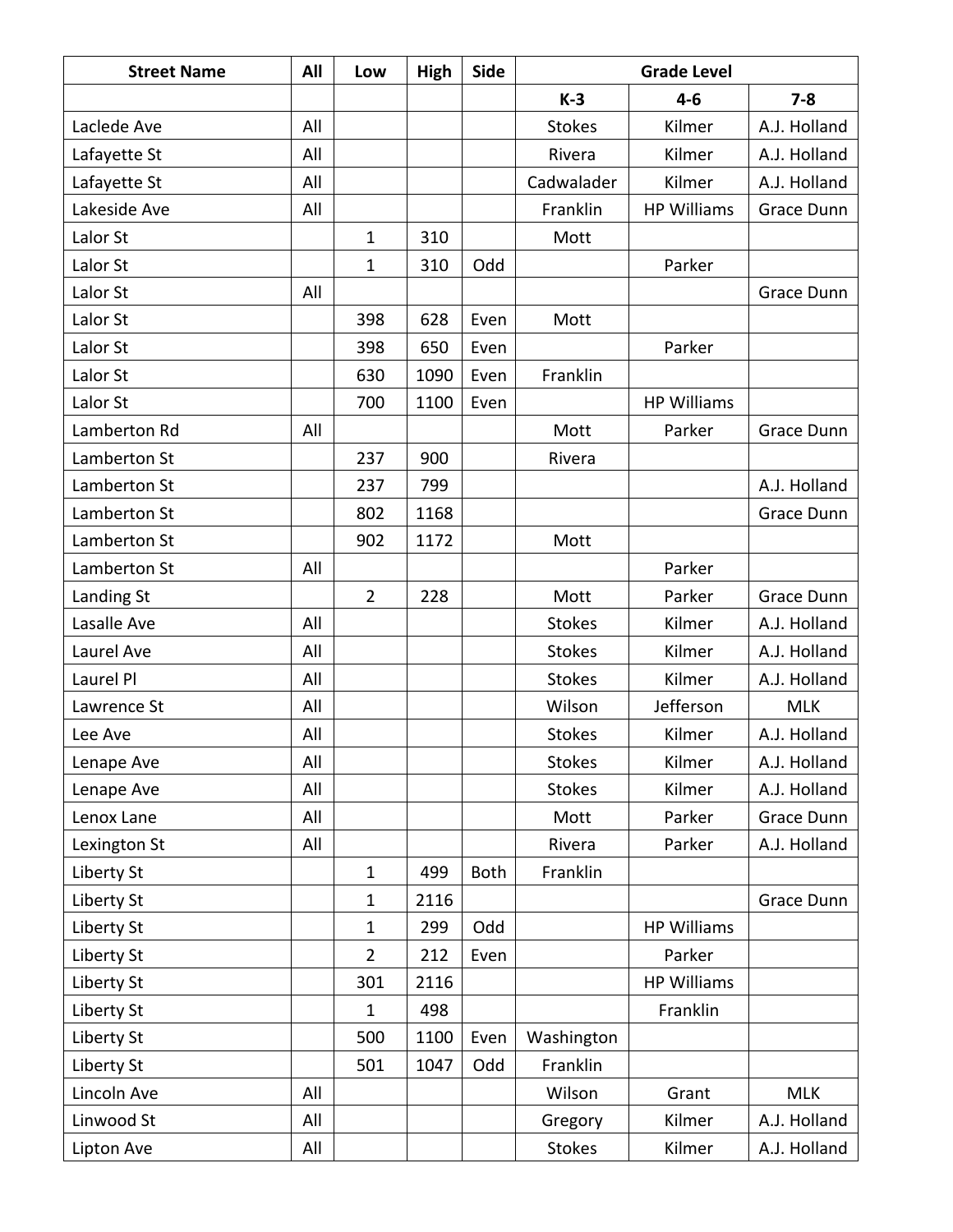| Street Name | All | Low | High | Side | Grade Level | | |
|---|---|---|---|---|---|---|---|
| | | | | | K-3 | 4-6 | 7-8 |
| Laclede Ave | All | | | | Stokes | Kilmer | A.J. Holland |
| Lafayette St | All | | | | Rivera | Kilmer | A.J. Holland |
| Lafayette St | All | | | | Cadwalader | Kilmer | A.J. Holland |
| Lakeside Ave | All | | | | Franklin | HP Williams | Grace Dunn |
| Lalor St | | 1 | 310 | | Mott | | |
| Lalor St | | 1 | 310 | Odd | | Parker | |
| Lalor St | All | | | | | | Grace Dunn |
| Lalor St | | 398 | 628 | Even | Mott | | |
| Lalor St | | 398 | 650 | Even | | Parker | |
| Lalor St | | 630 | 1090 | Even | Franklin | | |
| Lalor St | | 700 | 1100 | Even | | HP Williams | |
| Lamberton Rd | All | | | | Mott | Parker | Grace Dunn |
| Lamberton St | | 237 | 900 | | Rivera | | |
| Lamberton St | | 237 | 799 | | | | A.J. Holland |
| Lamberton St | | 802 | 1168 | | | | Grace Dunn |
| Lamberton St | | 902 | 1172 | | Mott | | |
| Lamberton St | All | | | | | Parker | |
| Landing St | | 2 | 228 | | Mott | Parker | Grace Dunn |
| Lasalle Ave | All | | | | Stokes | Kilmer | A.J. Holland |
| Laurel Ave | All | | | | Stokes | Kilmer | A.J. Holland |
| Laurel Pl | All | | | | Stokes | Kilmer | A.J. Holland |
| Lawrence St | All | | | | Wilson | Jefferson | MLK |
| Lee Ave | All | | | | Stokes | Kilmer | A.J. Holland |
| Lenape Ave | All | | | | Stokes | Kilmer | A.J. Holland |
| Lenape Ave | All | | | | Stokes | Kilmer | A.J. Holland |
| Lenox Lane | All | | | | Mott | Parker | Grace Dunn |
| Lexington St | All | | | | Rivera | Parker | A.J. Holland |
| Liberty St | | 1 | 499 | Both | Franklin | | |
| Liberty St | | 1 | 2116 | | | | Grace Dunn |
| Liberty St | | 1 | 299 | Odd | | HP Williams | |
| Liberty St | | 2 | 212 | Even | | Parker | |
| Liberty St | | 301 | 2116 | | | HP Williams | |
| Liberty St | | 1 | 498 | | | Franklin | |
| Liberty St | | 500 | 1100 | Even | Washington | | |
| Liberty St | | 501 | 1047 | Odd | Franklin | | |
| Lincoln Ave | All | | | | Wilson | Grant | MLK |
| Linwood St | All | | | | Gregory | Kilmer | A.J. Holland |
| Lipton Ave | All | | | | Stokes | Kilmer | A.J. Holland |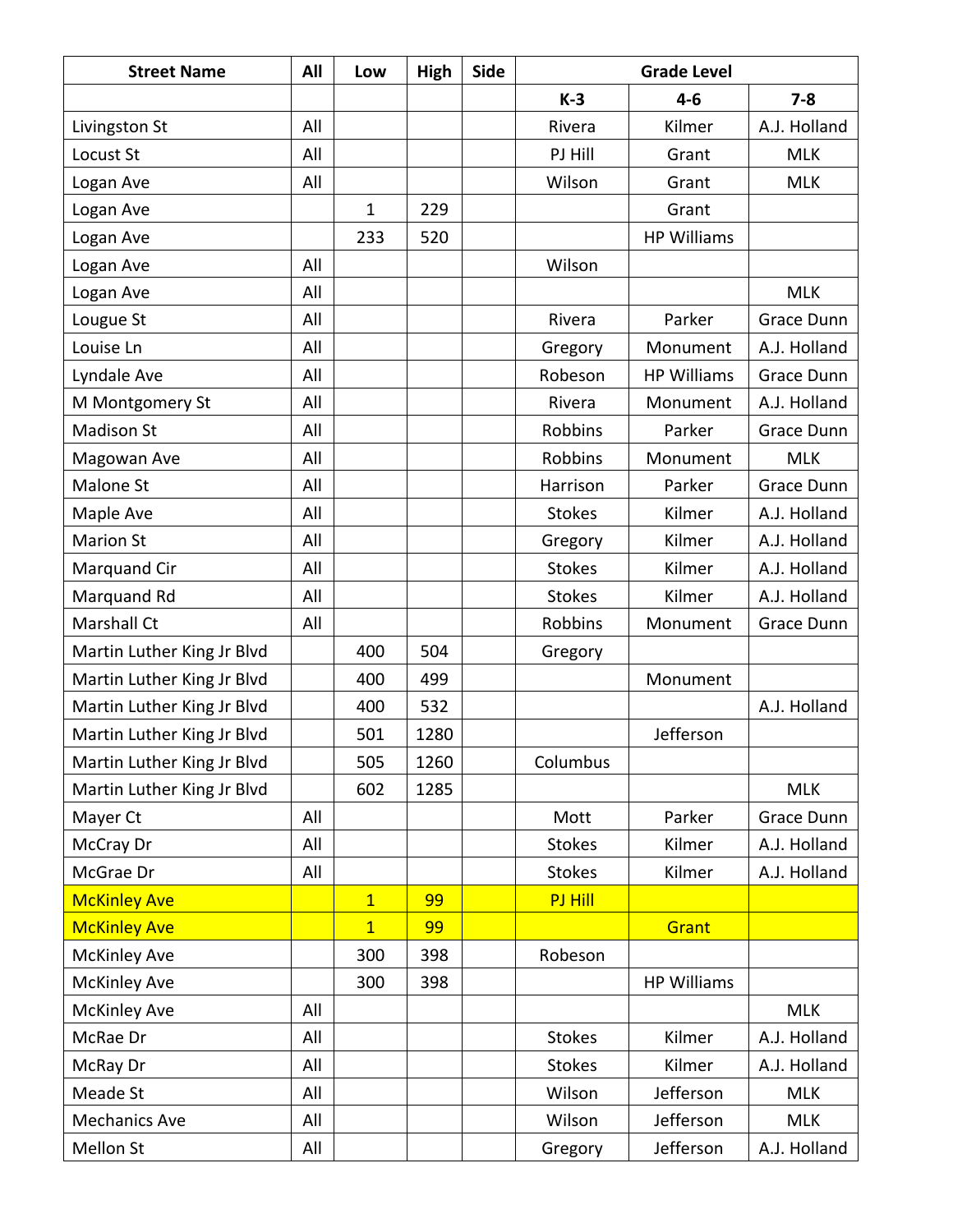| Street Name | All | Low | High | Side | Grade Level | | |
|---|---|---|---|---|---|---|---|
| | | | | | K-3 | 4-6 | 7-8 |
| Livingston St | All | | | | Rivera | Kilmer | A.J. Holland |
| Locust St | All | | | | PJ Hill | Grant | MLK |
| Logan Ave | All | | | | Wilson | Grant | MLK |
| Logan Ave | | 1 | 229 | | | Grant | |
| Logan Ave | | 233 | 520 | | | HP Williams | |
| Logan Ave | All | | | | Wilson | | |
| Logan Ave | All | | | | | | MLK |
| Lougue St | All | | | | Rivera | Parker | Grace Dunn |
| Louise Ln | All | | | | Gregory | Monument | A.J. Holland |
| Lyndale Ave | All | | | | Robeson | HP Williams | Grace Dunn |
| M Montgomery St | All | | | | Rivera | Monument | A.J. Holland |
| Madison St | All | | | | Robbins | Parker | Grace Dunn |
| Magowan Ave | All | | | | Robbins | Monument | MLK |
| Malone St | All | | | | Harrison | Parker | Grace Dunn |
| Maple Ave | All | | | | Stokes | Kilmer | A.J. Holland |
| Marion St | All | | | | Gregory | Kilmer | A.J. Holland |
| Marquand Cir | All | | | | Stokes | Kilmer | A.J. Holland |
| Marquand Rd | All | | | | Stokes | Kilmer | A.J. Holland |
| Marshall Ct | All | | | | Robbins | Monument | Grace Dunn |
| Martin Luther King Jr Blvd | | 400 | 504 | | Gregory | | |
| Martin Luther King Jr Blvd | | 400 | 499 | | | Monument | |
| Martin Luther King Jr Blvd | | 400 | 532 | | | | A.J. Holland |
| Martin Luther King Jr Blvd | | 501 | 1280 | | | Jefferson | |
| Martin Luther King Jr Blvd | | 505 | 1260 | | Columbus | | |
| Martin Luther King Jr Blvd | | 602 | 1285 | | | | MLK |
| Mayer Ct | All | | | | Mott | Parker | Grace Dunn |
| McCray Dr | All | | | | Stokes | Kilmer | A.J. Holland |
| McGrae Dr | All | | | | Stokes | Kilmer | A.J. Holland |
| McKinley Ave | | 1 | 99 | | PJ Hill | | |
| McKinley Ave | | 1 | 99 | | | Grant | |
| McKinley Ave | | 300 | 398 | | Robeson | | |
| McKinley Ave | | 300 | 398 | | | HP Williams | |
| McKinley Ave | All | | | | | | MLK |
| McRae Dr | All | | | | Stokes | Kilmer | A.J. Holland |
| McRay Dr | All | | | | Stokes | Kilmer | A.J. Holland |
| Meade St | All | | | | Wilson | Jefferson | MLK |
| Mechanics Ave | All | | | | Wilson | Jefferson | MLK |
| Mellon St | All | | | | Gregory | Jefferson | A.J. Holland |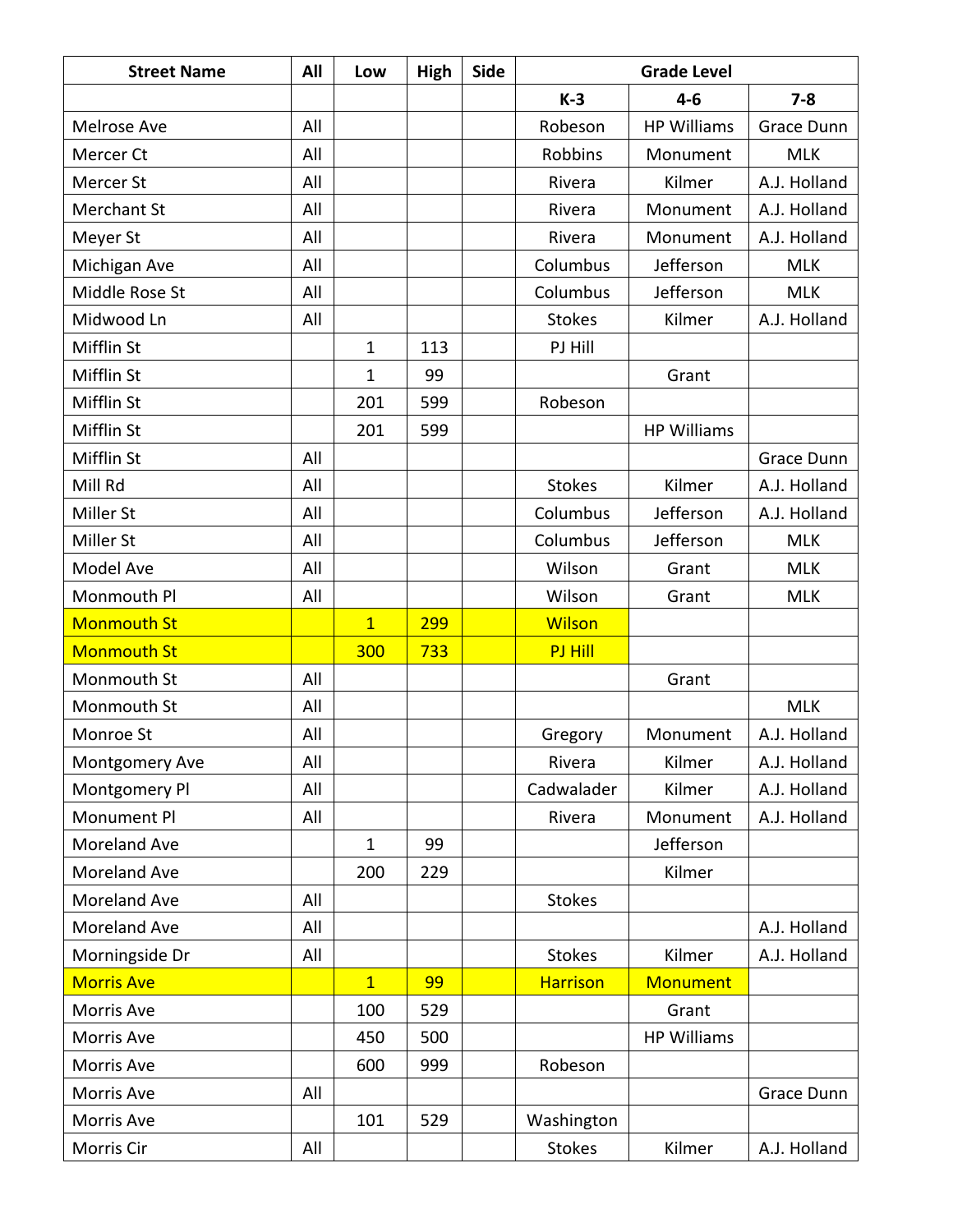| Street Name | All | Low | High | Side | Grade Level | | |
|---|---|---|---|---|---|---|---|
| | | | | | K-3 | 4-6 | 7-8 |
| Melrose Ave | All | | | | Robeson | HP Williams | Grace Dunn |
| Mercer Ct | All | | | | Robbins | Monument | MLK |
| Mercer St | All | | | | Rivera | Kilmer | A.J. Holland |
| Merchant St | All | | | | Rivera | Monument | A.J. Holland |
| Meyer St | All | | | | Rivera | Monument | A.J. Holland |
| Michigan Ave | All | | | | Columbus | Jefferson | MLK |
| Middle Rose St | All | | | | Columbus | Jefferson | MLK |
| Midwood Ln | All | | | | Stokes | Kilmer | A.J. Holland |
| Mifflin St | | 1 | 113 | | PJ Hill | | |
| Mifflin St | | 1 | 99 | | | Grant | |
| Mifflin St | | 201 | 599 | | Robeson | | |
| Mifflin St | | 201 | 599 | | | HP Williams | |
| Mifflin St | All | | | | | | Grace Dunn |
| Mill Rd | All | | | | Stokes | Kilmer | A.J. Holland |
| Miller St | All | | | | Columbus | Jefferson | A.J. Holland |
| Miller St | All | | | | Columbus | Jefferson | MLK |
| Model Ave | All | | | | Wilson | Grant | MLK |
| Monmouth Pl | All | | | | Wilson | Grant | MLK |
| Monmouth St | | 1 | 299 | | Wilson | | |
| Monmouth St | | 300 | 733 | | PJ Hill | | |
| Monmouth St | All | | | | | Grant | |
| Monmouth St | All | | | | | | MLK |
| Monroe St | All | | | | Gregory | Monument | A.J. Holland |
| Montgomery Ave | All | | | | Rivera | Kilmer | A.J. Holland |
| Montgomery Pl | All | | | | Cadwalader | Kilmer | A.J. Holland |
| Monument Pl | All | | | | Rivera | Monument | A.J. Holland |
| Moreland Ave | | 1 | 99 | | | Jefferson | |
| Moreland Ave | | 200 | 229 | | | Kilmer | |
| Moreland Ave | All | | | | Stokes | | |
| Moreland Ave | All | | | | | | A.J. Holland |
| Morningside Dr | All | | | | Stokes | Kilmer | A.J. Holland |
| Morris Ave | | 1 | 99 | | Harrison | Monument | |
| Morris Ave | | 100 | 529 | | | Grant | |
| Morris Ave | | 450 | 500 | | | HP Williams | |
| Morris Ave | | 600 | 999 | | Robeson | | |
| Morris Ave | All | | | | | | Grace Dunn |
| Morris Ave | | 101 | 529 | | Washington | | |
| Morris Cir | All | | | | Stokes | Kilmer | A.J. Holland |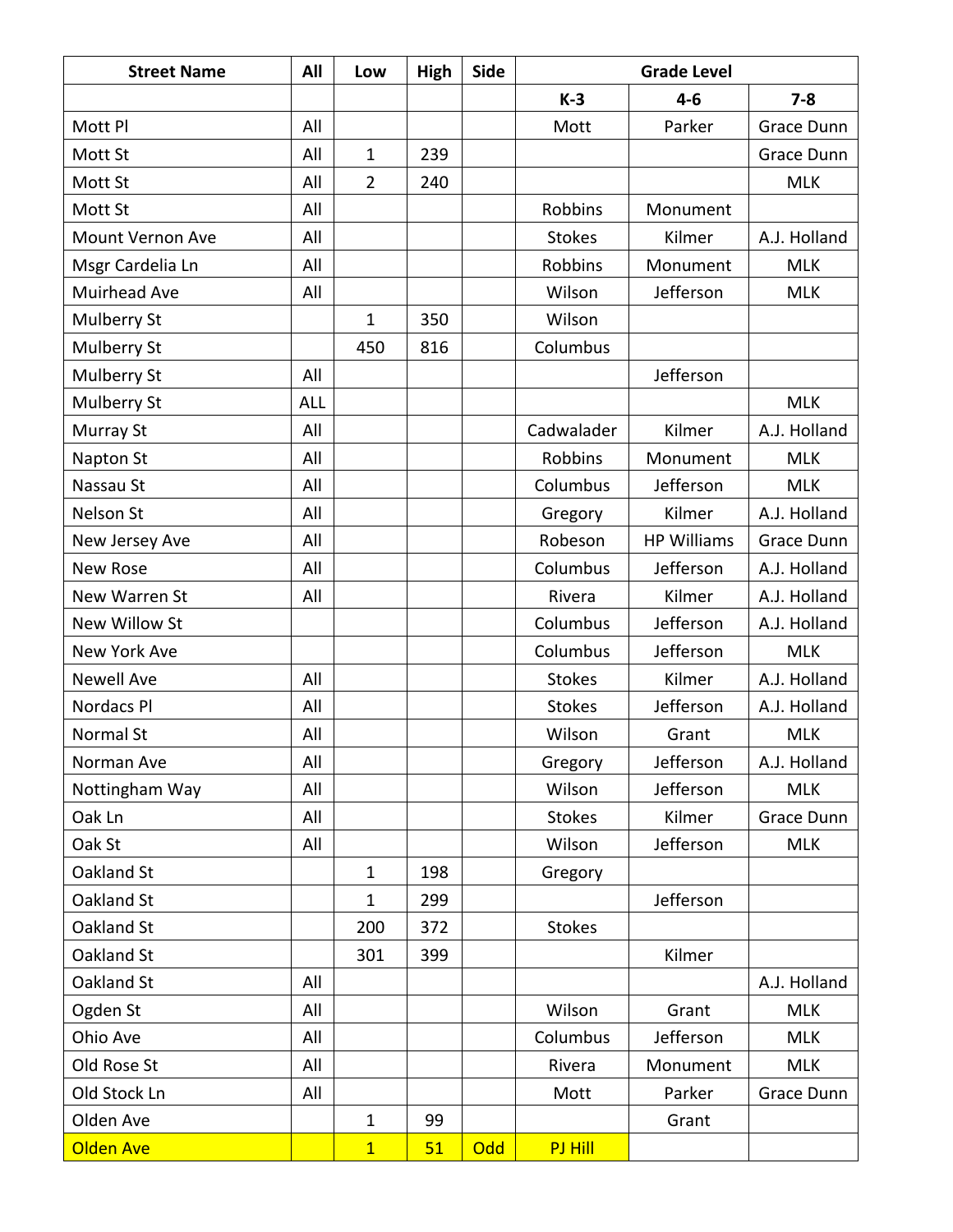| Street Name | All | Low | High | Side | Grade Level | | |
|---|---|---|---|---|---|---|---|
| | | | | | K-3 | 4-6 | 7-8 |
| Mott Pl | All | | | | Mott | Parker | Grace Dunn |
| Mott St | All | 1 | 239 | | | | Grace Dunn |
| Mott St | All | 2 | 240 | | | | MLK |
| Mott St | All | | | | Robbins | Monument | |
| Mount Vernon Ave | All | | | | Stokes | Kilmer | A.J. Holland |
| Msgr Cardelia Ln | All | | | | Robbins | Monument | MLK |
| Muirhead Ave | All | | | | Wilson | Jefferson | MLK |
| Mulberry St | | 1 | 350 | | Wilson | | |
| Mulberry St | | 450 | 816 | | Columbus | | |
| Mulberry St | All | | | | | Jefferson | |
| Mulberry St | ALL | | | | | | MLK |
| Murray St | All | | | | Cadwalader | Kilmer | A.J. Holland |
| Napton St | All | | | | Robbins | Monument | MLK |
| Nassau St | All | | | | Columbus | Jefferson | MLK |
| Nelson St | All | | | | Gregory | Kilmer | A.J. Holland |
| New Jersey Ave | All | | | | Robeson | HP Williams | Grace Dunn |
| New Rose | All | | | | Columbus | Jefferson | A.J. Holland |
| New Warren St | All | | | | Rivera | Kilmer | A.J. Holland |
| New Willow St | | | | | Columbus | Jefferson | A.J. Holland |
| New York Ave | | | | | Columbus | Jefferson | MLK |
| Newell Ave | All | | | | Stokes | Kilmer | A.J. Holland |
| Nordacs Pl | All | | | | Stokes | Jefferson | A.J. Holland |
| Normal St | All | | | | Wilson | Grant | MLK |
| Norman Ave | All | | | | Gregory | Jefferson | A.J. Holland |
| Nottingham Way | All | | | | Wilson | Jefferson | MLK |
| Oak Ln | All | | | | Stokes | Kilmer | Grace Dunn |
| Oak St | All | | | | Wilson | Jefferson | MLK |
| Oakland St | | 1 | 198 | | Gregory | | |
| Oakland St | | 1 | 299 | | | Jefferson | |
| Oakland St | | 200 | 372 | | Stokes | | |
| Oakland St | | 301 | 399 | | | Kilmer | |
| Oakland St | All | | | | | | A.J. Holland |
| Ogden St | All | | | | Wilson | Grant | MLK |
| Ohio Ave | All | | | | Columbus | Jefferson | MLK |
| Old Rose St | All | | | | Rivera | Monument | MLK |
| Old Stock Ln | All | | | | Mott | Parker | Grace Dunn |
| Olden Ave | | 1 | 99 | | | Grant | |
| Olden Ave | | 1 | 51 | Odd | PJ Hill | | |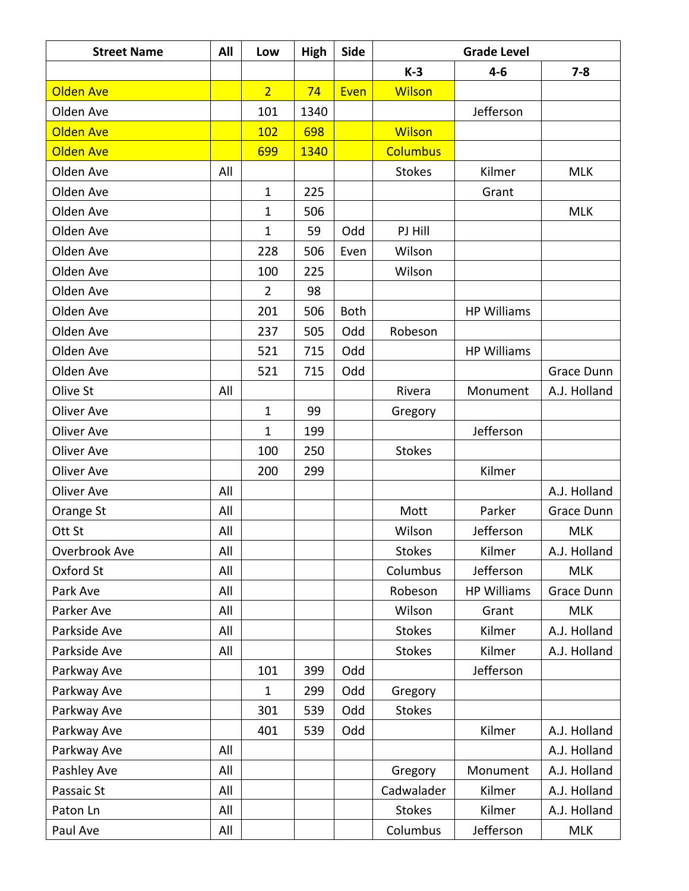| Street Name | All | Low | High | Side | Grade Level | | |
|---|---|---|---|---|---|---|---|
| | | | | | K-3 | 4-6 | 7-8 |
| Olden Ave | | 2 | 74 | Even | Wilson | | |
| Olden Ave | | 101 | 1340 | | | Jefferson | |
| Olden Ave | | 102 | 698 | | Wilson | | |
| Olden Ave | | 699 | 1340 | | Columbus | | |
| Olden Ave | All | | | | Stokes | Kilmer | MLK |
| Olden Ave | | 1 | 225 | | | Grant | |
| Olden Ave | | 1 | 506 | | | | MLK |
| Olden Ave | | 1 | 59 | Odd | PJ Hill | | |
| Olden Ave | | 228 | 506 | Even | Wilson | | |
| Olden Ave | | 100 | 225 | | Wilson | | |
| Olden Ave | | 2 | 98 | | | | |
| Olden Ave | | 201 | 506 | Both | | HP Williams | |
| Olden Ave | | 237 | 505 | Odd | Robeson | | |
| Olden Ave | | 521 | 715 | Odd | | HP Williams | |
| Olden Ave | | 521 | 715 | Odd | | | Grace Dunn |
| Olive St | All | | | | Rivera | Monument | A.J. Holland |
| Oliver Ave | | 1 | 99 | | Gregory | | |
| Oliver Ave | | 1 | 199 | | | Jefferson | |
| Oliver Ave | | 100 | 250 | | Stokes | | |
| Oliver Ave | | 200 | 299 | | | Kilmer | |
| Oliver Ave | All | | | | | | A.J. Holland |
| Orange St | All | | | | Mott | Parker | Grace Dunn |
| Ott St | All | | | | Wilson | Jefferson | MLK |
| Overbrook Ave | All | | | | Stokes | Kilmer | A.J. Holland |
| Oxford St | All | | | | Columbus | Jefferson | MLK |
| Park Ave | All | | | | Robeson | HP Williams | Grace Dunn |
| Parker Ave | All | | | | Wilson | Grant | MLK |
| Parkside Ave | All | | | | Stokes | Kilmer | A.J. Holland |
| Parkside Ave | All | | | | Stokes | Kilmer | A.J. Holland |
| Parkway Ave | | 101 | 399 | Odd | | Jefferson | |
| Parkway Ave | | 1 | 299 | Odd | Gregory | | |
| Parkway Ave | | 301 | 539 | Odd | Stokes | | |
| Parkway Ave | | 401 | 539 | Odd | | Kilmer | A.J. Holland |
| Parkway Ave | All | | | | | | A.J. Holland |
| Pashley Ave | All | | | | Gregory | Monument | A.J. Holland |
| Passaic St | All | | | | Cadwalader | Kilmer | A.J. Holland |
| Paton Ln | All | | | | Stokes | Kilmer | A.J. Holland |
| Paul Ave | All | | | | Columbus | Jefferson | MLK |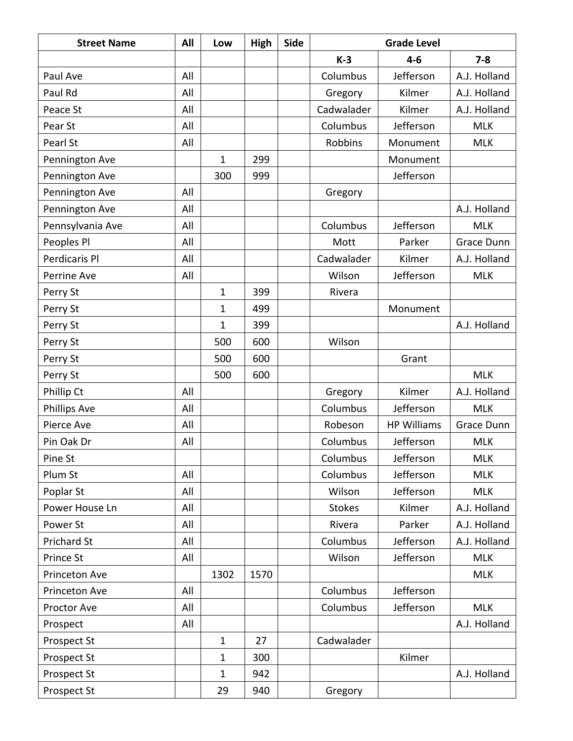| Street Name | All | Low | High | Side | Grade Level | | |
|---|---|---|---|---|---|---|---|
| | | | | | K-3 | 4-6 | 7-8 |
| Paul Ave | All | | | | Columbus | Jefferson | A.J. Holland |
| Paul Rd | All | | | | Gregory | Kilmer | A.J. Holland |
| Peace St | All | | | | Cadwalader | Kilmer | A.J. Holland |
| Pear St | All | | | | Columbus | Jefferson | MLK |
| Pearl St | All | | | | Robbins | Monument | MLK |
| Pennington Ave | | 1 | 299 | | | Monument | |
| Pennington Ave | | 300 | 999 | | | Jefferson | |
| Pennington Ave | All | | | | Gregory | | |
| Pennington Ave | All | | | | | | A.J. Holland |
| Pennsylvania Ave | All | | | | Columbus | Jefferson | MLK |
| Peoples Pl | All | | | | Mott | Parker | Grace Dunn |
| Perdicaris Pl | All | | | | Cadwalader | Kilmer | A.J. Holland |
| Perrine Ave | All | | | | Wilson | Jefferson | MLK |
| Perry St | | 1 | 399 | | Rivera | | |
| Perry St | | 1 | 499 | | | Monument | |
| Perry St | | 1 | 399 | | | | A.J. Holland |
| Perry St | | 500 | 600 | | Wilson | | |
| Perry St | | 500 | 600 | | | Grant | |
| Perry St | | 500 | 600 | | | | MLK |
| Phillip Ct | All | | | | Gregory | Kilmer | A.J. Holland |
| Phillips Ave | All | | | | Columbus | Jefferson | MLK |
| Pierce Ave | All | | | | Robeson | HP Williams | Grace Dunn |
| Pin Oak Dr | All | | | | Columbus | Jefferson | MLK |
| Pine St | | | | | Columbus | Jefferson | MLK |
| Plum St | All | | | | Columbus | Jefferson | MLK |
| Poplar St | All | | | | Wilson | Jefferson | MLK |
| Power House Ln | All | | | | Stokes | Kilmer | A.J. Holland |
| Power St | All | | | | Rivera | Parker | A.J. Holland |
| Prichard St | All | | | | Columbus | Jefferson | A.J. Holland |
| Prince St | All | | | | Wilson | Jefferson | MLK |
| Princeton Ave | | 1302 | 1570 | | | | MLK |
| Princeton Ave | All | | | | Columbus | Jefferson | |
| Proctor Ave | All | | | | Columbus | Jefferson | MLK |
| Prospect | All | | | | | | A.J. Holland |
| Prospect St | | 1 | 27 | | Cadwalader | | |
| Prospect St | | 1 | 300 | | | Kilmer | |
| Prospect St | | 1 | 942 | | | | A.J. Holland |
| Prospect St | | 29 | 940 | | Gregory | | |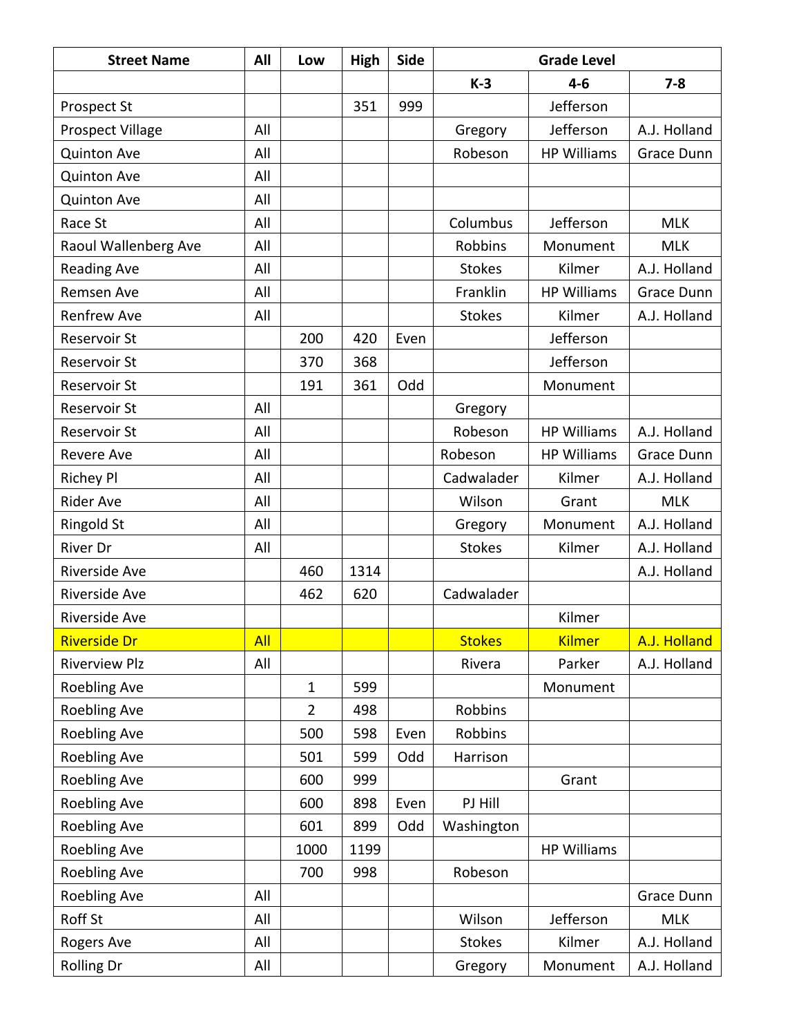| Street Name | All | Low | High | Side | Grade Level | | |
|---|---|---|---|---|---|---|---|
| | | | | | K-3 | 4-6 | 7-8 |
| Prospect St | | | 351 | 999 | | Jefferson | |
| Prospect Village | All | | | | Gregory | Jefferson | A.J. Holland |
| Quinton Ave | All | | | | Robeson | HP Williams | Grace Dunn |
| Quinton Ave | All | | | | | | |
| Quinton Ave | All | | | | | | |
| Race St | All | | | | Columbus | Jefferson | MLK |
| Raoul Wallenberg Ave | All | | | | Robbins | Monument | MLK |
| Reading Ave | All | | | | Stokes | Kilmer | A.J. Holland |
| Remsen Ave | All | | | | Franklin | HP Williams | Grace Dunn |
| Renfrew Ave | All | | | | Stokes | Kilmer | A.J. Holland |
| Reservoir St | | 200 | 420 | Even | | Jefferson | |
| Reservoir St | | 370 | 368 | | | Jefferson | |
| Reservoir St | | 191 | 361 | Odd | | Monument | |
| Reservoir St | All | | | | Gregory | | |
| Reservoir St | All | | | | Robeson | HP Williams | A.J. Holland |
| Revere Ave | All | | | | Robeson | HP Williams | Grace Dunn |
| Richey Pl | All | | | | Cadwalader | Kilmer | A.J. Holland |
| Rider Ave | All | | | | Wilson | Grant | MLK |
| Ringold St | All | | | | Gregory | Monument | A.J. Holland |
| River Dr | All | | | | Stokes | Kilmer | A.J. Holland |
| Riverside Ave | | 460 | 1314 | | | | A.J. Holland |
| Riverside Ave | | 462 | 620 | | Cadwalader | | |
| Riverside Ave | | | | | | Kilmer | |
| Riverside Dr | All | | | | Stokes | Kilmer | A.J. Holland |
| Riverview Plz | All | | | | Rivera | Parker | A.J. Holland |
| Roebling Ave | | 1 | 599 | | | Monument | |
| Roebling Ave | | 2 | 498 | | Robbins | | |
| Roebling Ave | | 500 | 598 | Even | Robbins | | |
| Roebling Ave | | 501 | 599 | Odd | Harrison | | |
| Roebling Ave | | 600 | 999 | | | Grant | |
| Roebling Ave | | 600 | 898 | Even | PJ Hill | | |
| Roebling Ave | | 601 | 899 | Odd | Washington | | |
| Roebling Ave | | 1000 | 1199 | | | HP Williams | |
| Roebling Ave | | 700 | 998 | | Robeson | | |
| Roebling Ave | All | | | | | | Grace Dunn |
| Roff St | All | | | | Wilson | Jefferson | MLK |
| Rogers Ave | All | | | | Stokes | Kilmer | A.J. Holland |
| Rolling Dr | All | | | | Gregory | Monument | A.J. Holland |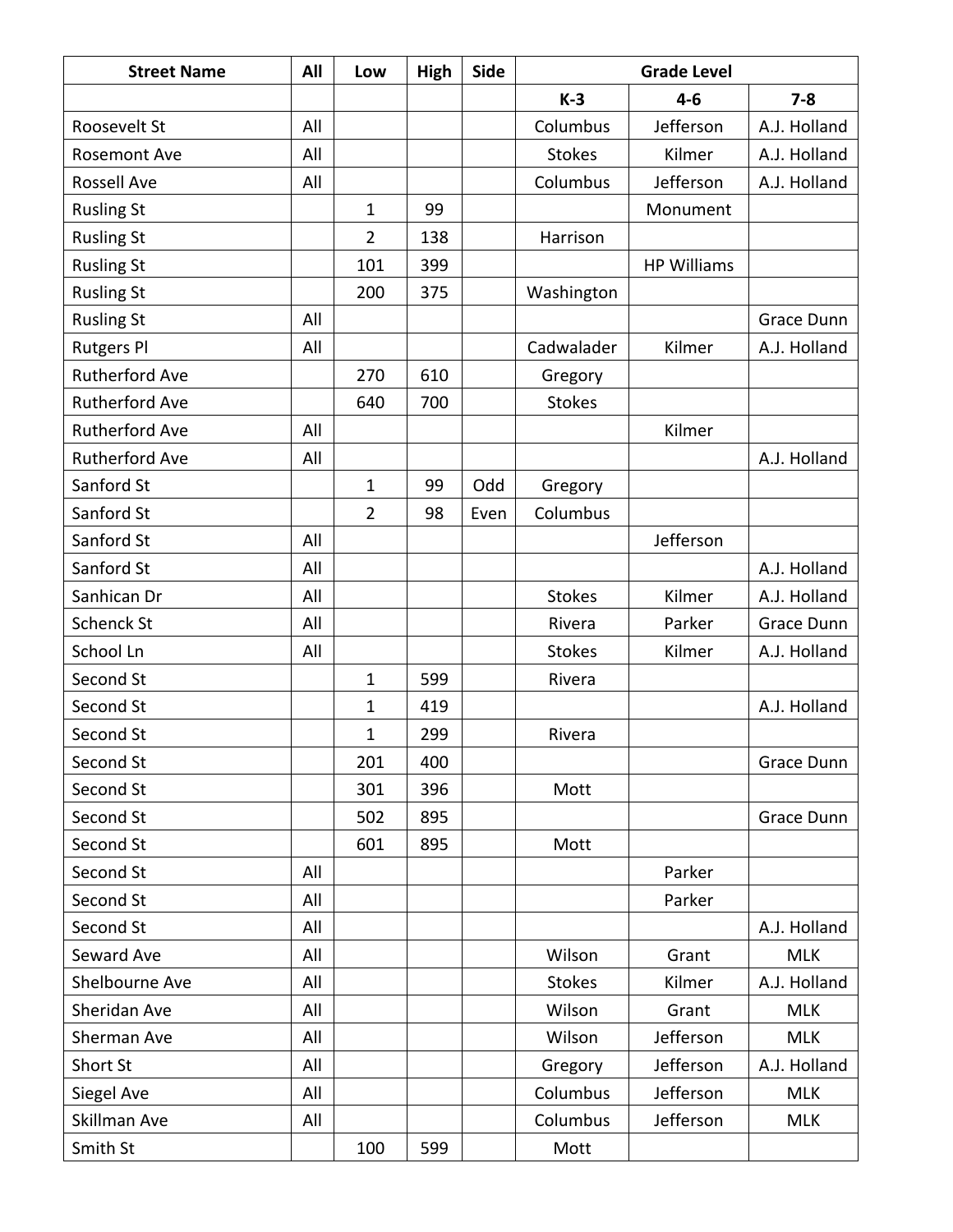| Street Name | All | Low | High | Side | Grade Level | | |
|---|---|---|---|---|---|---|---|
| | | | | | K-3 | 4-6 | 7-8 |
| Roosevelt St | All | | | | Columbus | Jefferson | A.J. Holland |
| Rosemont Ave | All | | | | Stokes | Kilmer | A.J. Holland |
| Rossell Ave | All | | | | Columbus | Jefferson | A.J. Holland |
| Rusling St | | 1 | 99 | | | Monument | |
| Rusling St | | 2 | 138 | | Harrison | | |
| Rusling St | | 101 | 399 | | | HP Williams | |
| Rusling St | | 200 | 375 | | Washington | | |
| Rusling St | All | | | | | | Grace Dunn |
| Rutgers Pl | All | | | | Cadwalader | Kilmer | A.J. Holland |
| Rutherford Ave | | 270 | 610 | | Gregory | | |
| Rutherford Ave | | 640 | 700 | | Stokes | | |
| Rutherford Ave | All | | | | | Kilmer | |
| Rutherford Ave | All | | | | | | A.J. Holland |
| Sanford St | | 1 | 99 | Odd | Gregory | | |
| Sanford St | | 2 | 98 | Even | Columbus | | |
| Sanford St | All | | | | | Jefferson | |
| Sanford St | All | | | | | | A.J. Holland |
| Sanhican Dr | All | | | | Stokes | Kilmer | A.J. Holland |
| Schenck St | All | | | | Rivera | Parker | Grace Dunn |
| School Ln | All | | | | Stokes | Kilmer | A.J. Holland |
| Second St | | 1 | 599 | | Rivera | | |
| Second St | | 1 | 419 | | | | A.J. Holland |
| Second St | | 1 | 299 | | Rivera | | |
| Second St | | 201 | 400 | | | | Grace Dunn |
| Second St | | 301 | 396 | | Mott | | |
| Second St | | 502 | 895 | | | | Grace Dunn |
| Second St | | 601 | 895 | | Mott | | |
| Second St | All | | | | | Parker | |
| Second St | All | | | | | Parker | |
| Second St | All | | | | | | A.J. Holland |
| Seward Ave | All | | | | Wilson | Grant | MLK |
| Shelbourne Ave | All | | | | Stokes | Kilmer | A.J. Holland |
| Sheridan Ave | All | | | | Wilson | Grant | MLK |
| Sherman Ave | All | | | | Wilson | Jefferson | MLK |
| Short St | All | | | | Gregory | Jefferson | A.J. Holland |
| Siegel Ave | All | | | | Columbus | Jefferson | MLK |
| Skillman Ave | All | | | | Columbus | Jefferson | MLK |
| Smith St | | 100 | 599 | | Mott | | |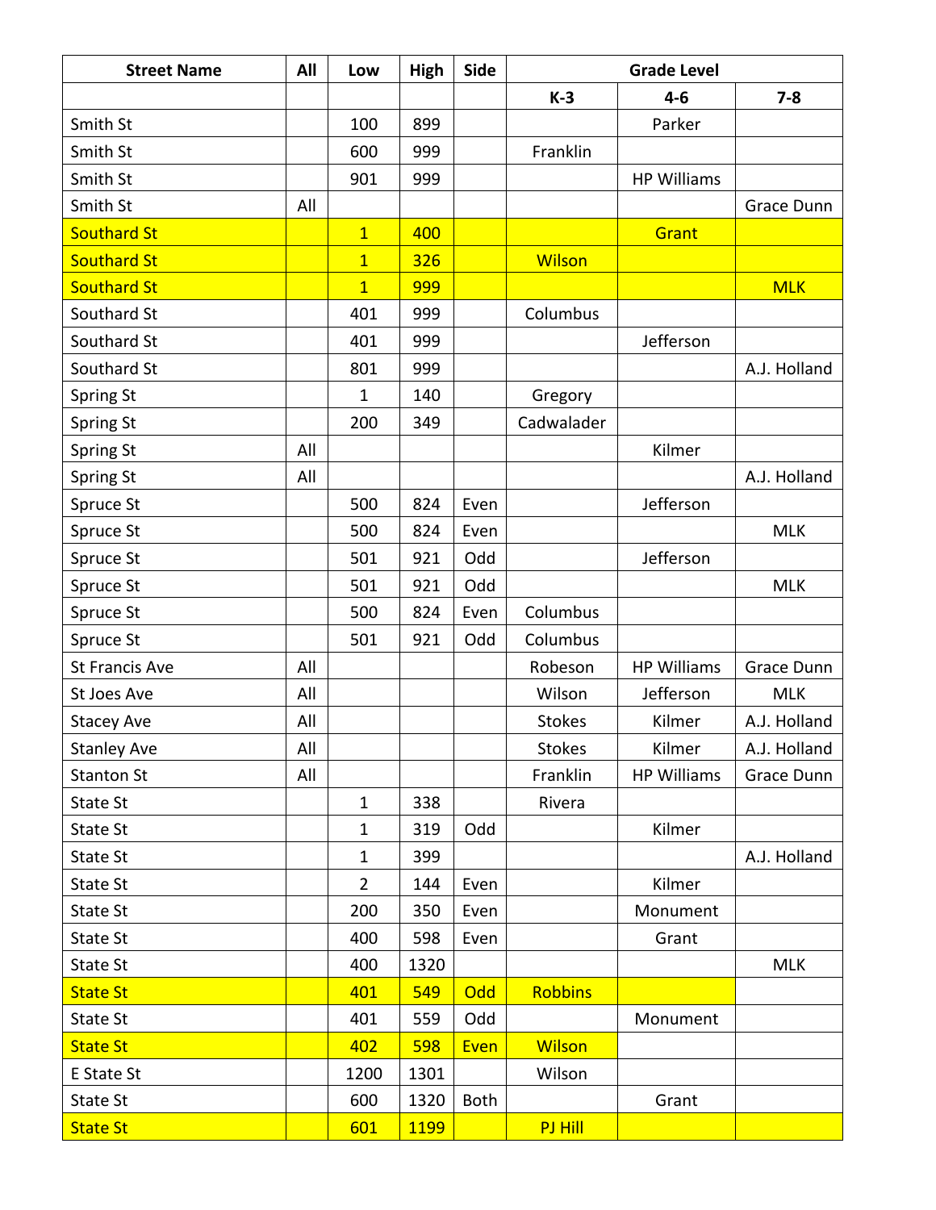| Street Name | All | Low | High | Side | Grade Level | | |
|---|---|---|---|---|---|---|---|
| | | | | | K-3 | 4-6 | 7-8 |
| Smith St | | 100 | 899 | | | Parker | |
| Smith St | | 600 | 999 | | Franklin | | |
| Smith St | | 901 | 999 | | | HP Williams | |
| Smith St | All | | | | | | Grace Dunn |
| Southard St | | 1 | 400 | | | Grant | |
| Southard St | | 1 | 326 | | Wilson | | |
| Southard St | | 1 | 999 | | | | MLK |
| Southard St | | 401 | 999 | | Columbus | | |
| Southard St | | 401 | 999 | | | Jefferson | |
| Southard St | | 801 | 999 | | | | A.J. Holland |
| Spring St | | 1 | 140 | | Gregory | | |
| Spring St | | 200 | 349 | | Cadwalader | | |
| Spring St | All | | | | | Kilmer | |
| Spring St | All | | | | | | A.J. Holland |
| Spruce St | | 500 | 824 | Even | | Jefferson | |
| Spruce St | | 500 | 824 | Even | | | MLK |
| Spruce St | | 501 | 921 | Odd | | Jefferson | |
| Spruce St | | 501 | 921 | Odd | | | MLK |
| Spruce St | | 500 | 824 | Even | Columbus | | |
| Spruce St | | 501 | 921 | Odd | Columbus | | |
| St Francis Ave | All | | | | Robeson | HP Williams | Grace Dunn |
| St Joes Ave | All | | | | Wilson | Jefferson | MLK |
| Stacey Ave | All | | | | Stokes | Kilmer | A.J. Holland |
| Stanley Ave | All | | | | Stokes | Kilmer | A.J. Holland |
| Stanton St | All | | | | Franklin | HP Williams | Grace Dunn |
| State St | | 1 | 338 | | Rivera | | |
| State St | | 1 | 319 | Odd | | Kilmer | |
| State St | | 1 | 399 | | | | A.J. Holland |
| State St | | 2 | 144 | Even | | Kilmer | |
| State St | | 200 | 350 | Even | | Monument | |
| State St | | 400 | 598 | Even | | Grant | |
| State St | | 400 | 1320 | | | | MLK |
| State St | | 401 | 549 | Odd | Robbins | | |
| State St | | 401 | 559 | Odd | | Monument | |
| State St | | 402 | 598 | Even | Wilson | | |
| E State St | | 1200 | 1301 | | Wilson | | |
| State St | | 600 | 1320 | Both | | Grant | |
| State St | | 601 | 1199 | | PJ Hill | | |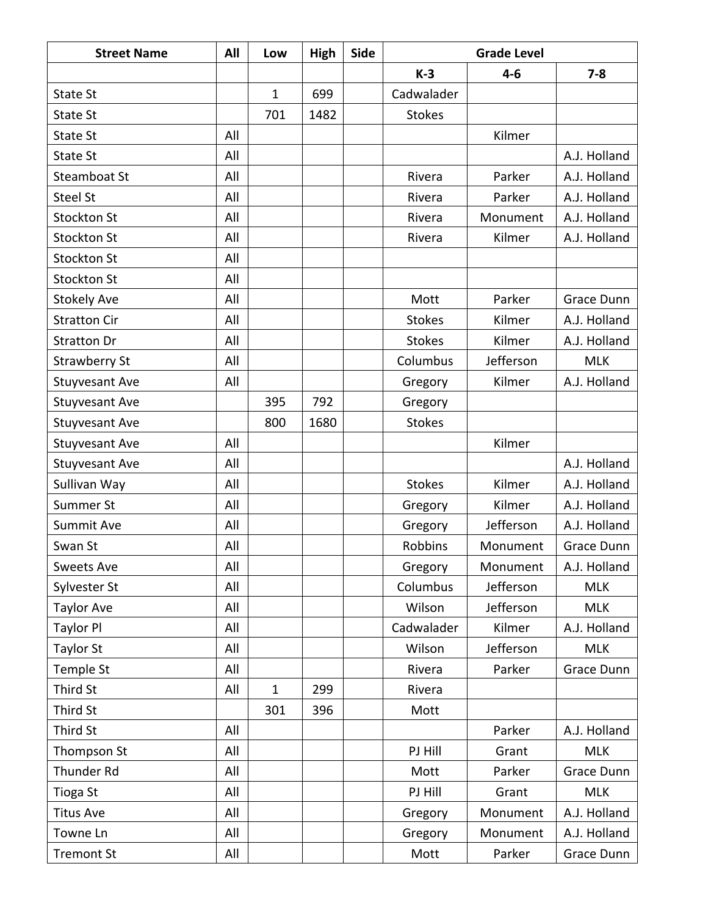| Street Name | All | Low | High | Side | Grade Level | | |
|---|---|---|---|---|---|---|---|
| | | | | | K-3 | 4-6 | 7-8 |
| State St | | 1 | 699 | | Cadwalader | | |
| State St | | 701 | 1482 | | Stokes | | |
| State St | All | | | | | Kilmer | |
| State St | All | | | | | | A.J. Holland |
| Steamboat St | All | | | | Rivera | Parker | A.J. Holland |
| Steel St | All | | | | Rivera | Parker | A.J. Holland |
| Stockton St | All | | | | Rivera | Monument | A.J. Holland |
| Stockton St | All | | | | Rivera | Kilmer | A.J. Holland |
| Stockton St | All | | | | | | |
| Stockton St | All | | | | | | |
| Stokely Ave | All | | | | Mott | Parker | Grace Dunn |
| Stratton Cir | All | | | | Stokes | Kilmer | A.J. Holland |
| Stratton Dr | All | | | | Stokes | Kilmer | A.J. Holland |
| Strawberry St | All | | | | Columbus | Jefferson | MLK |
| Stuyvesant Ave | All | | | | Gregory | Kilmer | A.J. Holland |
| Stuyvesant Ave | | 395 | 792 | | Gregory | | |
| Stuyvesant Ave | | 800 | 1680 | | Stokes | | |
| Stuyvesant Ave | All | | | | | Kilmer | |
| Stuyvesant Ave | All | | | | | | A.J. Holland |
| Sullivan Way | All | | | | Stokes | Kilmer | A.J. Holland |
| Summer St | All | | | | Gregory | Kilmer | A.J. Holland |
| Summit Ave | All | | | | Gregory | Jefferson | A.J. Holland |
| Swan St | All | | | | Robbins | Monument | Grace Dunn |
| Sweets Ave | All | | | | Gregory | Monument | A.J. Holland |
| Sylvester St | All | | | | Columbus | Jefferson | MLK |
| Taylor Ave | All | | | | Wilson | Jefferson | MLK |
| Taylor Pl | All | | | | Cadwalader | Kilmer | A.J. Holland |
| Taylor St | All | | | | Wilson | Jefferson | MLK |
| Temple St | All | | | | Rivera | Parker | Grace Dunn |
| Third St | All | 1 | 299 | | Rivera | | |
| Third St | | 301 | 396 | | Mott | | |
| Third St | All | | | | | Parker | A.J. Holland |
| Thompson St | All | | | | PJ Hill | Grant | MLK |
| Thunder Rd | All | | | | Mott | Parker | Grace Dunn |
| Tioga St | All | | | | PJ Hill | Grant | MLK |
| Titus Ave | All | | | | Gregory | Monument | A.J. Holland |
| Towne Ln | All | | | | Gregory | Monument | A.J. Holland |
| Tremont St | All | | | | Mott | Parker | Grace Dunn |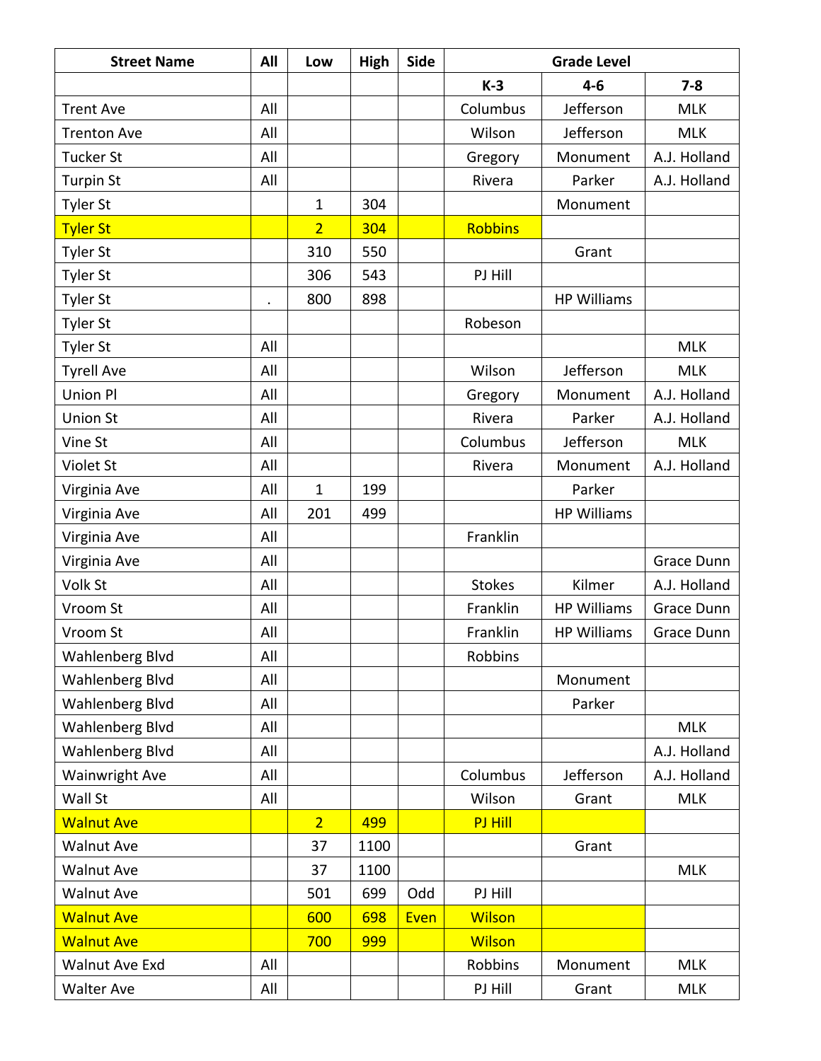| Street Name | All | Low | High | Side | Grade Level | | |
|---|---|---|---|---|---|---|---|
| | | | | | K-3 | 4-6 | 7-8 |
| Trent Ave | All | | | | Columbus | Jefferson | MLK |
| Trenton Ave | All | | | | Wilson | Jefferson | MLK |
| Tucker St | All | | | | Gregory | Monument | A.J. Holland |
| Turpin St | All | | | | Rivera | Parker | A.J. Holland |
| Tyler St | | 1 | 304 | | | Monument | |
| Tyler St | | 2 | 304 | | Robbins | | |
| Tyler St | | 310 | 550 | | | Grant | |
| Tyler St | | 306 | 543 | | PJ Hill | | |
| Tyler St | . | 800 | 898 | | | HP Williams | |
| Tyler St | | | | | Robeson | | |
| Tyler St | All | | | | | | MLK |
| Tyrell Ave | All | | | | Wilson | Jefferson | MLK |
| Union Pl | All | | | | Gregory | Monument | A.J. Holland |
| Union St | All | | | | Rivera | Parker | A.J. Holland |
| Vine St | All | | | | Columbus | Jefferson | MLK |
| Violet St | All | | | | Rivera | Monument | A.J. Holland |
| Virginia Ave | All | 1 | 199 | | | Parker | |
| Virginia Ave | All | 201 | 499 | | | HP Williams | |
| Virginia Ave | All | | | | Franklin | | |
| Virginia Ave | All | | | | | | Grace Dunn |
| Volk St | All | | | | Stokes | Kilmer | A.J. Holland |
| Vroom St | All | | | | Franklin | HP Williams | Grace Dunn |
| Vroom St | All | | | | Franklin | HP Williams | Grace Dunn |
| Wahlenberg Blvd | All | | | | Robbins | | |
| Wahlenberg Blvd | All | | | | | Monument | |
| Wahlenberg Blvd | All | | | | | Parker | |
| Wahlenberg Blvd | All | | | | | | MLK |
| Wahlenberg Blvd | All | | | | | | A.J. Holland |
| Wainwright Ave | All | | | | Columbus | Jefferson | A.J. Holland |
| Wall St | All | | | | Wilson | Grant | MLK |
| Walnut Ave | | 2 | 499 | | PJ Hill | | |
| Walnut Ave | | 37 | 1100 | | | Grant | |
| Walnut Ave | | 37 | 1100 | | | | MLK |
| Walnut Ave | | 501 | 699 | Odd | PJ Hill | | |
| Walnut Ave | | 600 | 698 | Even | Wilson | | |
| Walnut Ave | | 700 | 999 | | Wilson | | |
| Walnut Ave Exd | All | | | | Robbins | Monument | MLK |
| Walter Ave | All | | | | PJ Hill | Grant | MLK |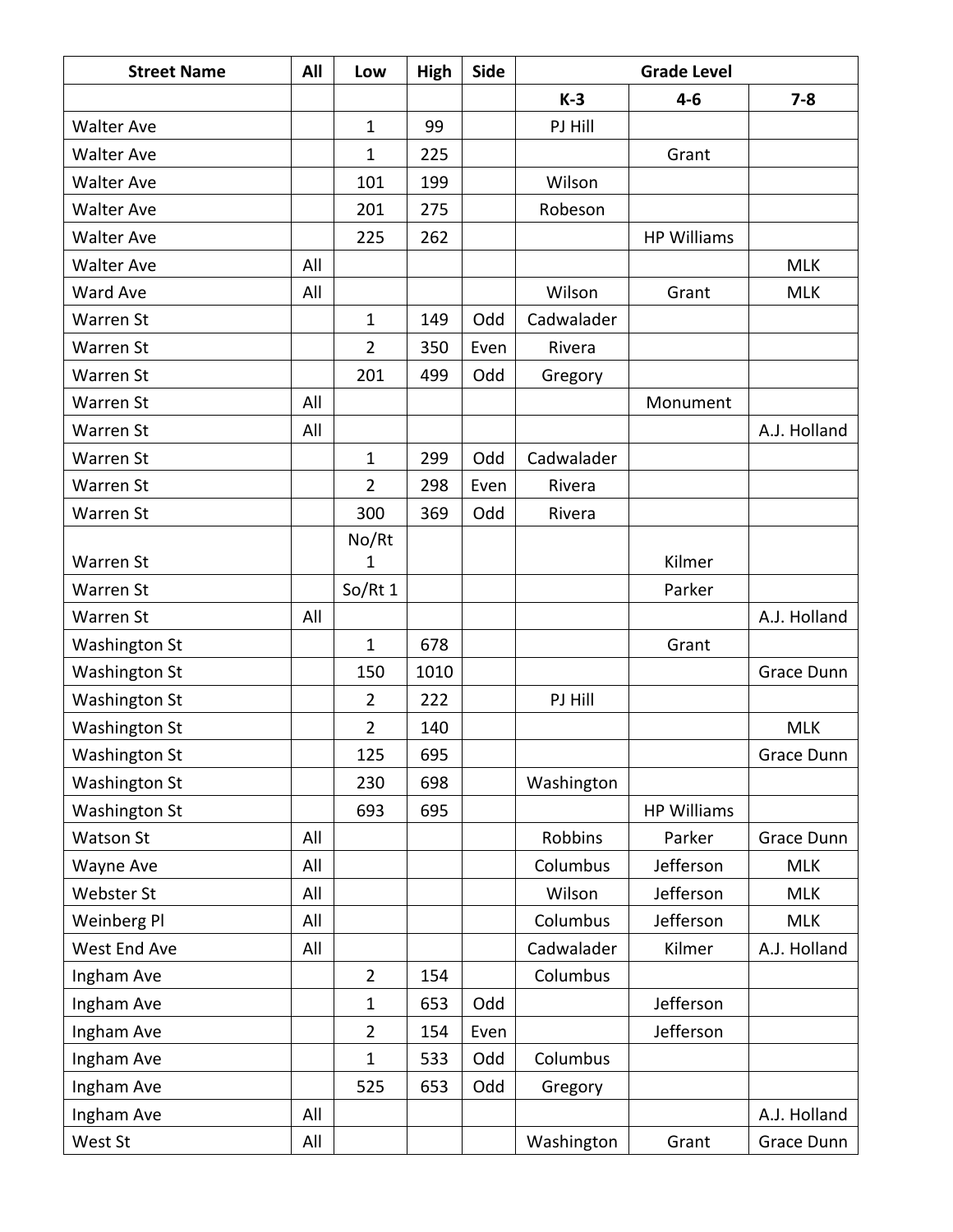| Street Name | All | Low | High | Side | Grade Level | | |
|---|---|---|---|---|---|---|---|
| | | | | | K-3 | 4-6 | 7-8 |
| Walter Ave | | 1 | 99 | | PJ Hill | | |
| Walter Ave | | 1 | 225 | | | Grant | |
| Walter Ave | | 101 | 199 | | Wilson | | |
| Walter Ave | | 201 | 275 | | Robeson | | |
| Walter Ave | | 225 | 262 | | | HP Williams | |
| Walter Ave | All | | | | | | MLK |
| Ward Ave | All | | | | Wilson | Grant | MLK |
| Warren St | | 1 | 149 | Odd | Cadwalader | | |
| Warren St | | 2 | 350 | Even | Rivera | | |
| Warren St | | 201 | 499 | Odd | Gregory | | |
| Warren St | All | | | | | Monument | |
| Warren St | All | | | | | | A.J. Holland |
| Warren St | | 1 | 299 | Odd | Cadwalader | | |
| Warren St | | 2 | 298 | Even | Rivera | | |
| Warren St | | 300 | 369 | Odd | Rivera | | |
| Warren St | | No/Rt 1 | | | | Kilmer | |
| Warren St | | So/Rt 1 | | | | Parker | |
| Warren St | All | | | | | | A.J. Holland |
| Washington St | | 1 | 678 | | | Grant | |
| Washington St | | 150 | 1010 | | | | Grace Dunn |
| Washington St | | 2 | 222 | | PJ Hill | | |
| Washington St | | 2 | 140 | | | | MLK |
| Washington St | | 125 | 695 | | | | Grace Dunn |
| Washington St | | 230 | 698 | | Washington | | |
| Washington St | | 693 | 695 | | | HP Williams | |
| Watson St | All | | | | Robbins | Parker | Grace Dunn |
| Wayne Ave | All | | | | Columbus | Jefferson | MLK |
| Webster St | All | | | | Wilson | Jefferson | MLK |
| Weinberg Pl | All | | | | Columbus | Jefferson | MLK |
| West End Ave | All | | | | Cadwalader | Kilmer | A.J. Holland |
| Ingham Ave | | 2 | 154 | | Columbus | | |
| Ingham Ave | | 1 | 653 | Odd | | Jefferson | |
| Ingham Ave | | 2 | 154 | Even | | Jefferson | |
| Ingham Ave | | 1 | 533 | Odd | Columbus | | |
| Ingham Ave | | 525 | 653 | Odd | Gregory | | |
| Ingham Ave | All | | | | | | A.J. Holland |
| West St | All | | | | Washington | Grant | Grace Dunn |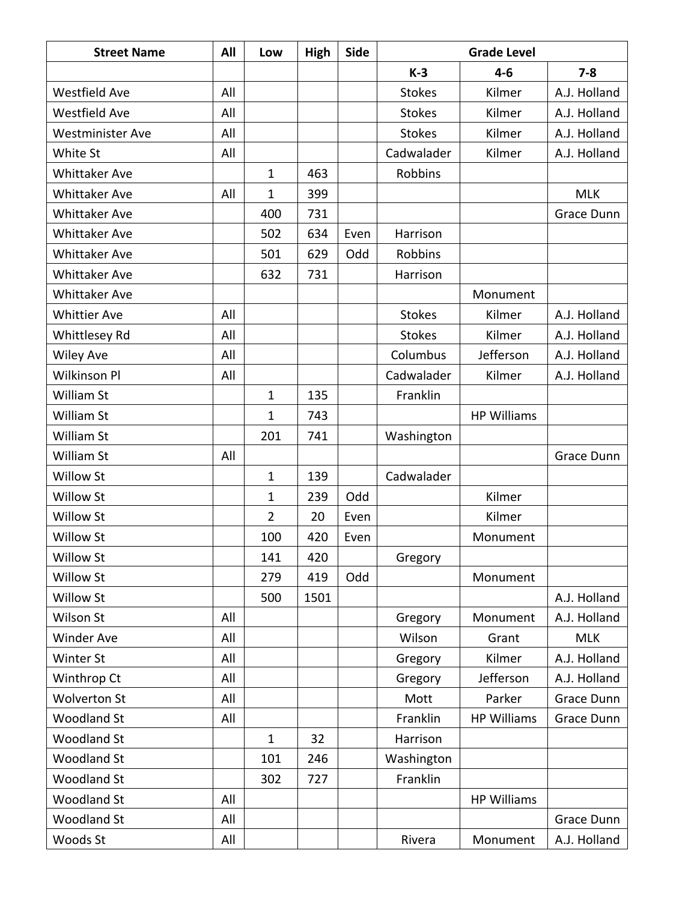| Street Name | All | Low | High | Side | Grade Level | | |
|---|---|---|---|---|---|---|---|
| | | | | | K-3 | 4-6 | 7-8 |
| Westfield Ave | All | | | | Stokes | Kilmer | A.J. Holland |
| Westfield Ave | All | | | | Stokes | Kilmer | A.J. Holland |
| Westminister Ave | All | | | | Stokes | Kilmer | A.J. Holland |
| White St | All | | | | Cadwalader | Kilmer | A.J. Holland |
| Whittaker Ave | | 1 | 463 | | Robbins | | |
| Whittaker Ave | All | 1 | 399 | | | | MLK |
| Whittaker Ave | | 400 | 731 | | | | Grace Dunn |
| Whittaker Ave | | 502 | 634 | Even | Harrison | | |
| Whittaker Ave | | 501 | 629 | Odd | Robbins | | |
| Whittaker Ave | | 632 | 731 | | Harrison | | |
| Whittaker Ave | | | | | | Monument | |
| Whittier Ave | All | | | | Stokes | Kilmer | A.J. Holland |
| Whittlesey Rd | All | | | | Stokes | Kilmer | A.J. Holland |
| Wiley Ave | All | | | | Columbus | Jefferson | A.J. Holland |
| Wilkinson Pl | All | | | | Cadwalader | Kilmer | A.J. Holland |
| William St | | 1 | 135 | | Franklin | | |
| William St | | 1 | 743 | | | HP Williams | |
| William St | | 201 | 741 | | Washington | | |
| William St | All | | | | | | Grace Dunn |
| Willow St | | 1 | 139 | | Cadwalader | | |
| Willow St | | 1 | 239 | Odd | | Kilmer | |
| Willow St | | 2 | 20 | Even | | Kilmer | |
| Willow St | | 100 | 420 | Even | | Monument | |
| Willow St | | 141 | 420 | | Gregory | | |
| Willow St | | 279 | 419 | Odd | | Monument | |
| Willow St | | 500 | 1501 | | | | A.J. Holland |
| Wilson St | All | | | | Gregory | Monument | A.J. Holland |
| Winder Ave | All | | | | Wilson | Grant | MLK |
| Winter St | All | | | | Gregory | Kilmer | A.J. Holland |
| Winthrop Ct | All | | | | Gregory | Jefferson | A.J. Holland |
| Wolverton St | All | | | | Mott | Parker | Grace Dunn |
| Woodland St | All | | | | Franklin | HP Williams | Grace Dunn |
| Woodland St | | 1 | 32 | | Harrison | | |
| Woodland St | | 101 | 246 | | Washington | | |
| Woodland St | | 302 | 727 | | Franklin | | |
| Woodland St | All | | | | | HP Williams | |
| Woodland St | All | | | | | | Grace Dunn |
| Woods St | All | | | | Rivera | Monument | A.J. Holland |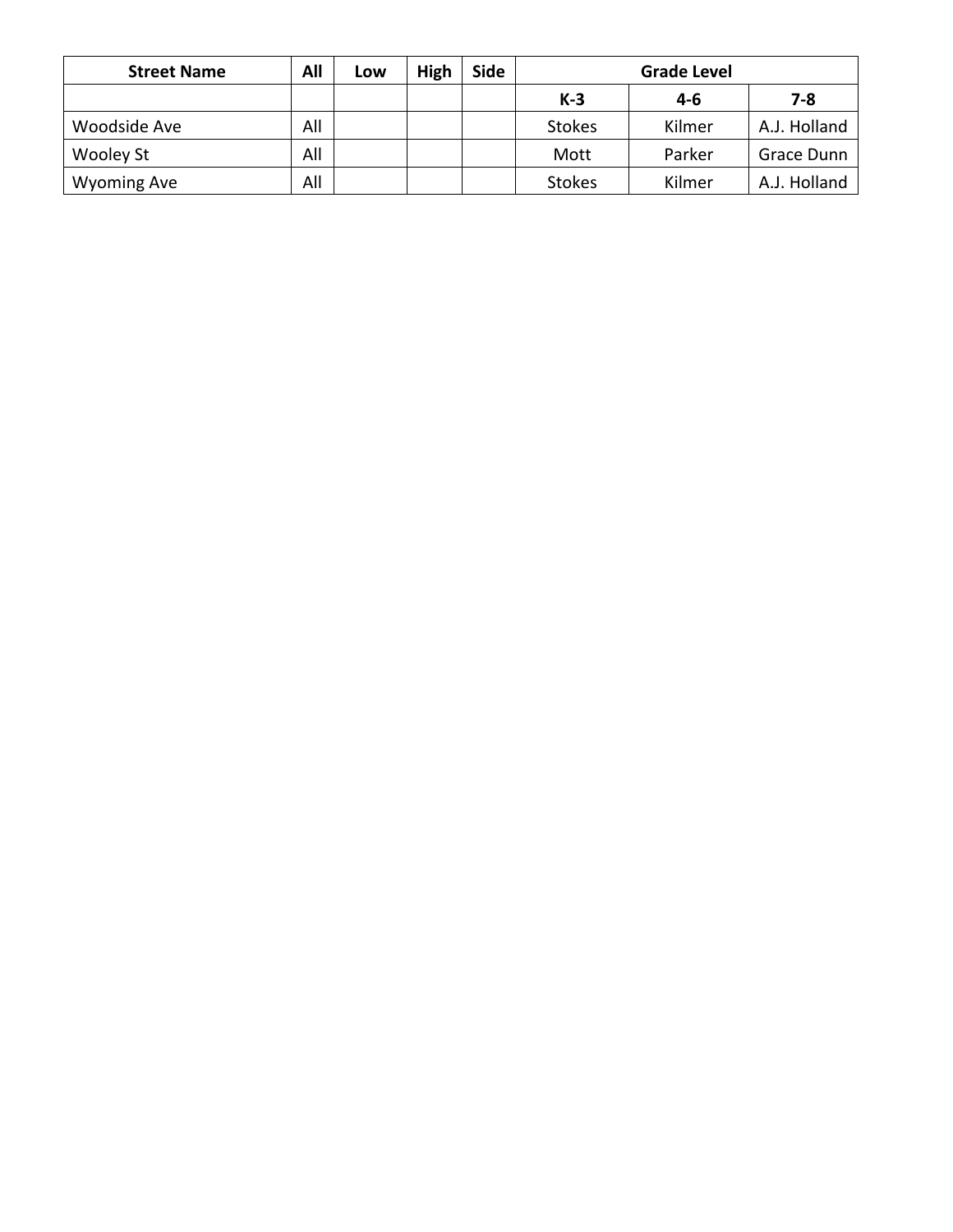| Street Name | All | Low | High | Side | Grade Level | | |
|---|---|---|---|---|---|---|---|
| | | | | | K-3 | 4-6 | 7-8 |
| Woodside Ave | All | | | | Stokes | Kilmer | A.J. Holland |
| Wooley St | All | | | | Mott | Parker | Grace Dunn |
| Wyoming Ave | All | | | | Stokes | Kilmer | A.J. Holland |